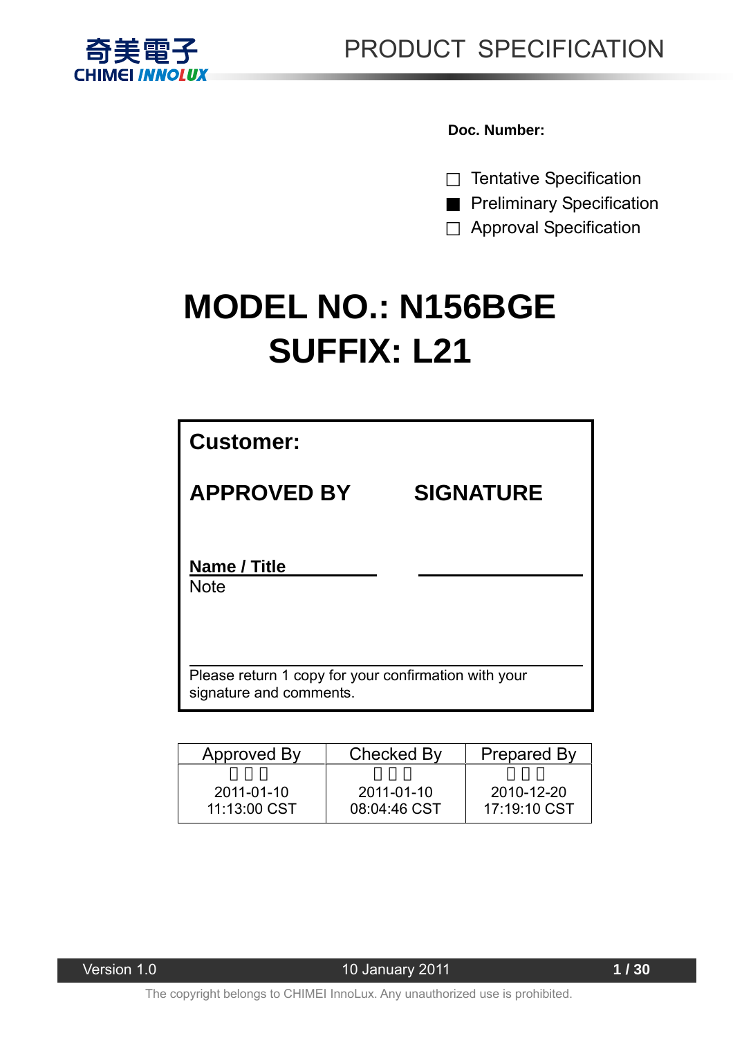奇美電子
CHIMEI INNOLUX

PRODUCT SPECIFICATION

**Doc. Number:**

☐ Tentative Specification
■ Preliminary Specification
☐ Approval Specification

# MODEL NO.: N156BGE
# SUFFIX: L21

**Customer:**

**APPROVED BY** **SIGNATURE**

**Name / Title**
Note

Please return 1 copy for your confirmation with your signature and comments.

| Approved By | Checked By | Prepared By |
|---|---|---|
| □ □ □<br>2011-01-10<br>11:13:00 CST | □ □ □<br>2011-01-10<br>08:04:46 CST | □ □ □<br>2010-12-20<br>17:19:10 CST |

Version 1.0 10 January 2011

The copyright belongs to CHIMEI InnoLux. Any unauthorized use is prohibited.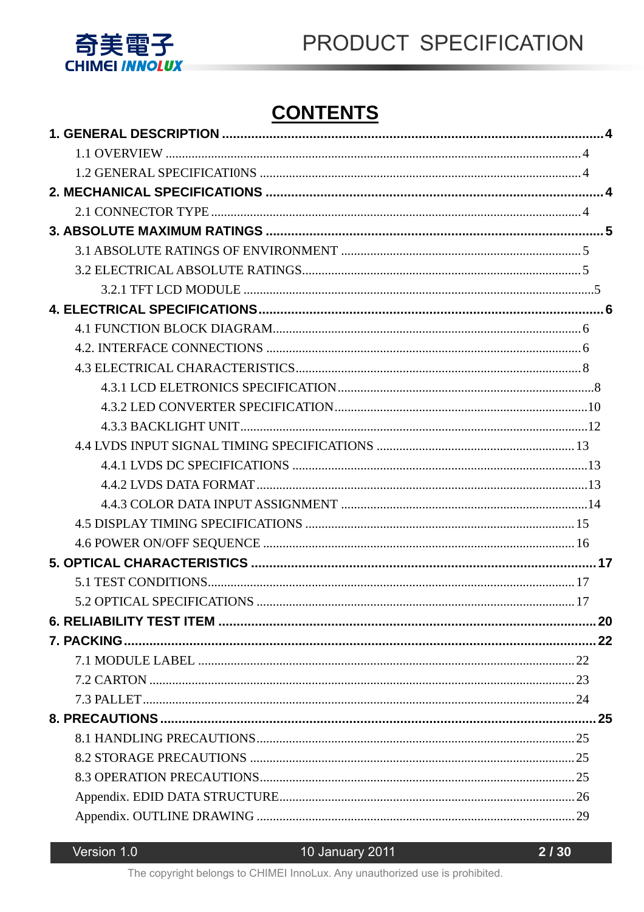# CONTENTS

**1. GENERAL DESCRIPTION ........................................................................................................ 4**

1.1 OVERVIEW ........................................................................................................ 4

1.2 GENERAL SPECIFICATI0NS ........................................................................................................ 4

**2. MECHANICAL SPECIFICATIONS ........................................................................................................ 4**

2.1 CONNECTOR TYPE ........................................................................................................ 4

**3. ABSOLUTE MAXIMUM RATINGS ........................................................................................................ 5**

3.1 ABSOLUTE RATINGS OF ENVIRONMENT ........................................................................................................ 5

3.2 ELECTRICAL ABSOLUTE RATINGS........................................................................................................ 5

3.2.1 TFT LCD MODULE ........................................................................................................ 5

**4. ELECTRICAL SPECIFICATIONS........................................................................................................ 6**

4.1 FUNCTION BLOCK DIAGRAM........................................................................................................ 6

4.2. INTERFACE CONNECTIONS ........................................................................................................ 6

4.3 ELECTRICAL CHARACTERISTICS........................................................................................................ 8

4.3.1 LCD ELETRONICS SPECIFICATION........................................................................................................ 8

4.3.2 LED CONVERTER SPECIFICATION........................................................................................................ 10

4.3.3 BACKLIGHT UNIT........................................................................................................ 12

4.4 LVDS INPUT SIGNAL TIMING SPECIFICATIONS ........................................................................................................ 13

4.4.1 LVDS DC SPECIFICATIONS ........................................................................................................ 13

4.4.2 LVDS DATA FORMAT ........................................................................................................ 13

4.4.3 COLOR DATA INPUT ASSIGNMENT ........................................................................................................ 14

4.5 DISPLAY TIMING SPECIFICATIONS ........................................................................................................ 15

4.6 POWER ON/OFF SEQUENCE ........................................................................................................ 16

**5. OPTICAL CHARACTERISTICS ........................................................................................................ 17**

5.1 TEST CONDITIONS........................................................................................................ 17

5.2 OPTICAL SPECIFICATIONS ........................................................................................................ 17

**6. RELIABILITY TEST ITEM ........................................................................................................ 20**

**7. PACKING........................................................................................................ 22**

7.1 MODULE LABEL ........................................................................................................ 22

7.2 CARTON ........................................................................................................ 23

7.3 PALLET........................................................................................................ 24

**8. PRECAUTIONS ........................................................................................................ 25**

8.1 HANDLING PRECAUTIONS........................................................................................................ 25

8.2 STORAGE PRECAUTIONS ........................................................................................................ 25

8.3 OPERATION PRECAUTIONS........................................................................................................ 25

Appendix. EDID DATA STRUCTURE........................................................................................................ 26

Appendix. OUTLINE DRAWING ........................................................................................................ 29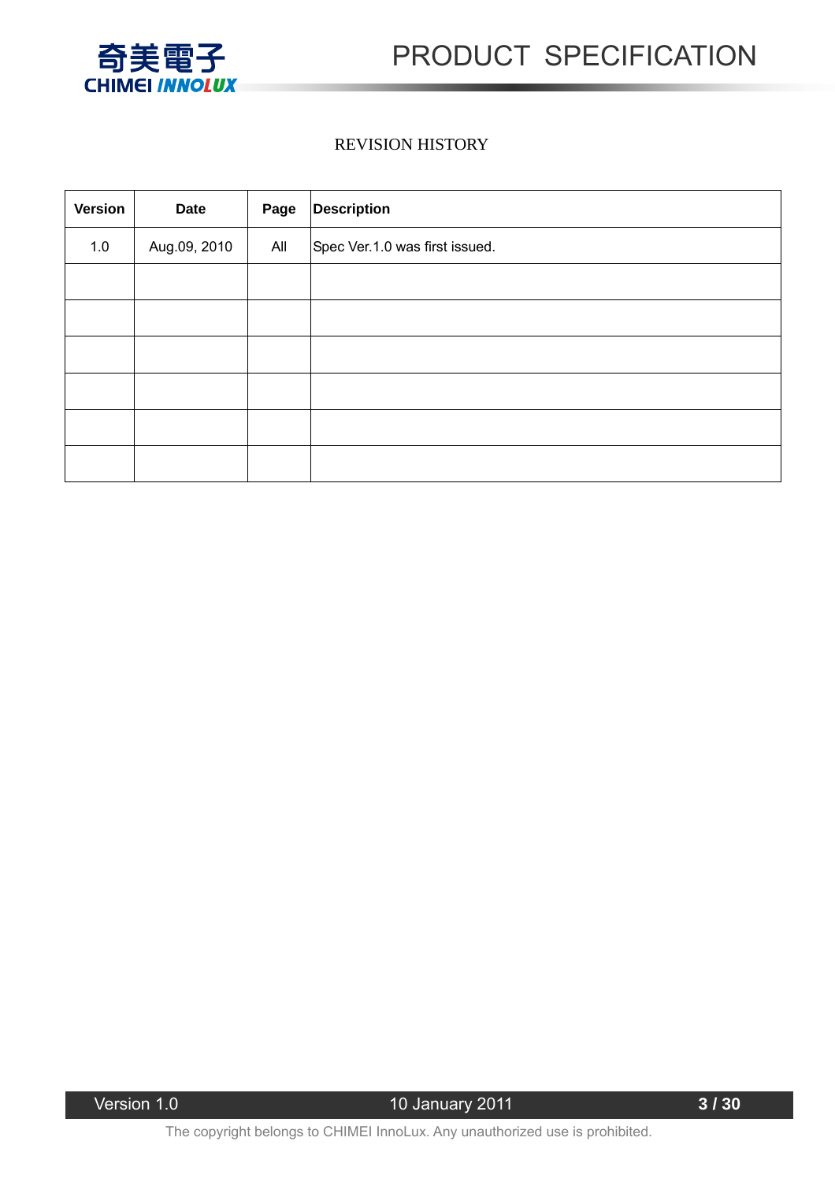REVISION HISTORY

| Version | Date | Page | Description |
|---|---|---|---|
| 1.0 | Aug.09, 2010 | All | Spec Ver.1.0 was first issued. |
| | | | |
| | | | |
| | | | |
| | | | |
| | | | |
| | | | |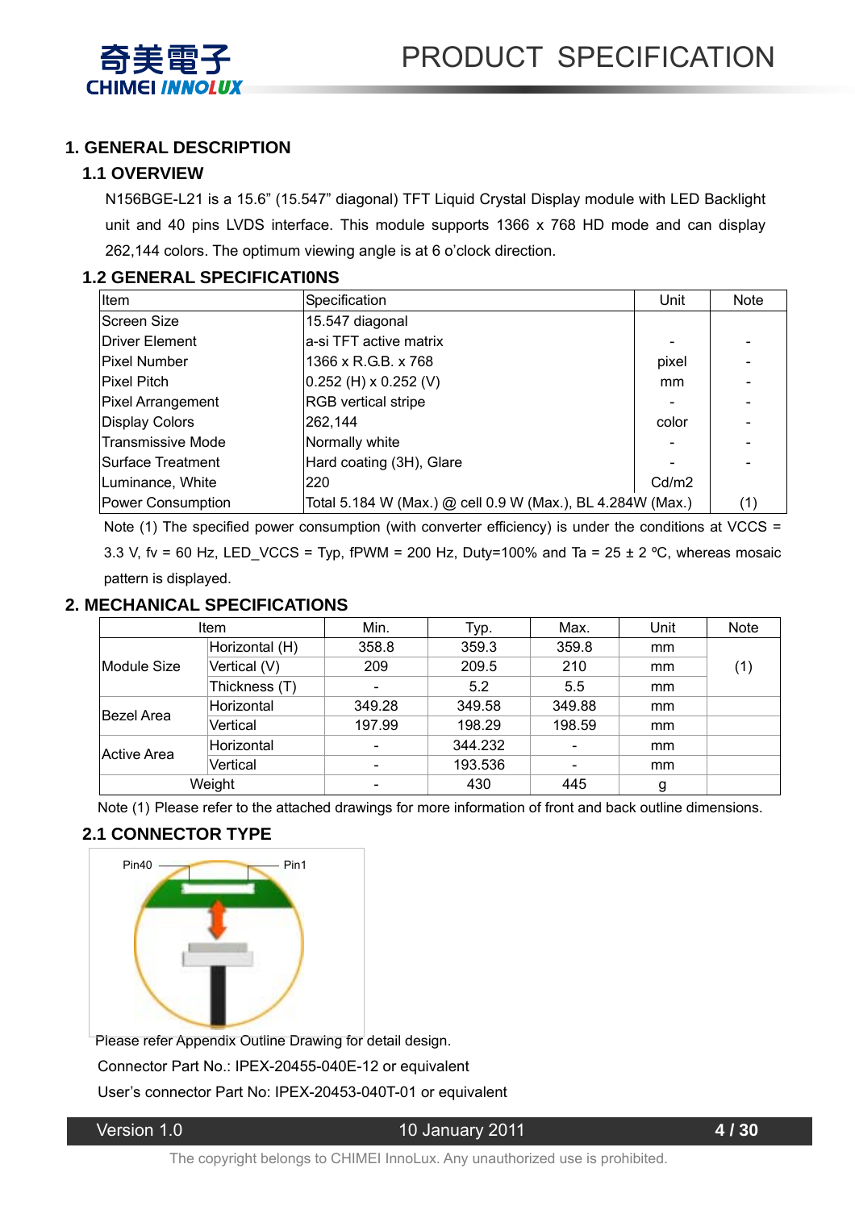# 1. GENERAL DESCRIPTION

## 1.1 OVERVIEW

N156BGE-L21 is a 15.6" (15.547" diagonal) TFT Liquid Crystal Display module with LED Backlight unit and 40 pins LVDS interface. This module supports 1366 x 768 HD mode and can display 262,144 colors. The optimum viewing angle is at 6 o'clock direction.

## 1.2 GENERAL SPECIFICATI0NS

| Item | Specification | Unit | Note |
|---|---|---|---|
| Screen Size | 15.547 diagonal | | |
| Driver Element | a-si TFT active matrix | - | - |
| Pixel Number | 1366 x R.G.B. x 768 | pixel | - |
| Pixel Pitch | 0.252 (H) x 0.252 (V) | mm | - |
| Pixel Arrangement | RGB vertical stripe | - | - |
| Display Colors | 262,144 | color | - |
| Transmissive Mode | Normally white | - | - |
| Surface Treatment | Hard coating (3H), Glare | - | - |
| Luminance, White | 220 | Cd/m2 | |
| Power Consumption | Total 5.184 W (Max.) @ cell 0.9 W (Max.), BL 4.284W (Max.) | | (1) |

Note (1) The specified power consumption (with converter efficiency) is under the conditions at VCCS = 3.3 V, fv = 60 Hz, LED_VCCS = Typ, fPWM = 200 Hz, Duty=100% and Ta = 25 ± 2 ºC, whereas mosaic pattern is displayed.

# 2. MECHANICAL SPECIFICATIONS

| Item | | Min. | Typ. | Max. | Unit | Note |
|---|---|---|---|---|---|---|
| Module Size | Horizontal (H) | 358.8 | 359.3 | 359.8 | mm | (1) |
| | Vertical (V) | 209 | 209.5 | 210 | mm | |
| | Thickness (T) | - | 5.2 | 5.5 | mm | |
| Bezel Area | Horizontal | 349.28 | 349.58 | 349.88 | mm | |
| | Vertical | 197.99 | 198.29 | 198.59 | mm | |
| Active Area | Horizontal | - | 344.232 | - | mm | |
| | Vertical | - | 193.536 | - | mm | |
| Weight | | - | 430 | 445 | g | |

Note (1) Please refer to the attached drawings for more information of front and back outline dimensions.

## 2.1 CONNECTOR TYPE

Pin40

Pin1

Please refer Appendix Outline Drawing for detail design.

Connector Part No.: IPEX-20455-040E-12 or equivalent

User's connector Part No: IPEX-20453-040T-01 or equivalent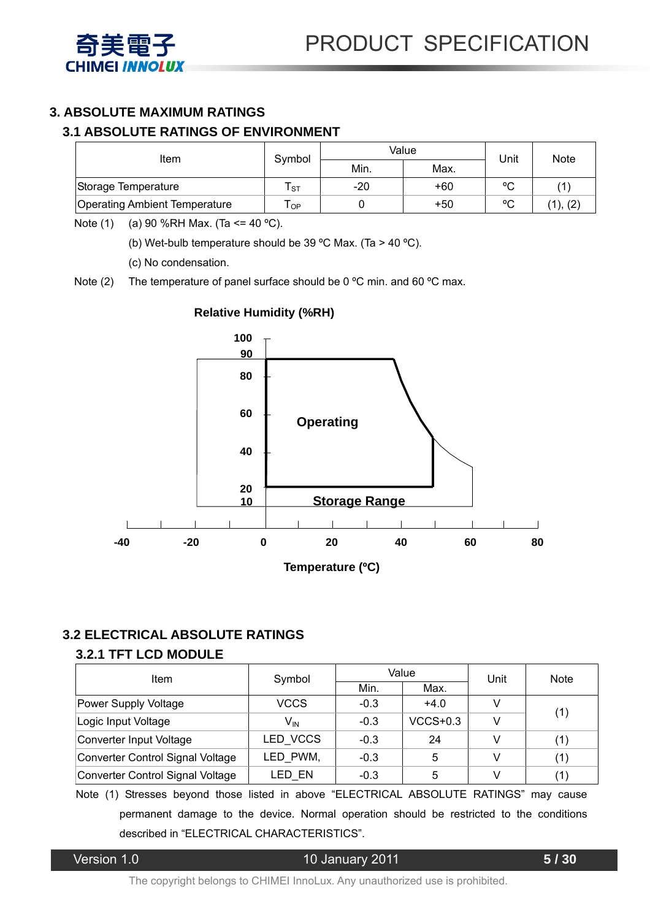# 3. ABSOLUTE MAXIMUM RATINGS

## 3.1 ABSOLUTE RATINGS OF ENVIRONMENT

| Item | Symbol | Value | | Unit | Note |
|---|---|---|---|---|---|
| | | Min. | Max. | | |
| Storage Temperature | $T_{ST}$ | -20 | +60 | ºC | (1) |
| Operating Ambient Temperature | $T_{OP}$ | 0 | +50 | ºC | (1), (2) |

Note (1) (a) 90 %RH Max. (Ta <= 40 ºC).

(b) Wet-bulb temperature should be 39 ºC Max. (Ta > 40 ºC).

(c) No condensation.

Note (2) The temperature of panel surface should be 0 ºC min. and 60 ºC max.

Relative Humidity (%RH)

100
90
80
60
40
20
10

Operating

Storage Range

-40 -20 0 20 40 60 80

Temperature (ºC)

## 3.2 ELECTRICAL ABSOLUTE RATINGS

### 3.2.1 TFT LCD MODULE

| Item | Symbol | Value | | Unit | Note |
|---|---|---|---|---|---|
| | | Min. | Max. | | |
| Power Supply Voltage | VCCS | -0.3 | +4.0 | V | (1) |
| Logic Input Voltage | $V_{IN}$ | -0.3 | VCCS+0.3 | V | |
| Converter Input Voltage | LED_VCCS | -0.3 | 24 | V | (1) |
| Converter Control Signal Voltage | LED_PWM, | -0.3 | 5 | V | (1) |
| Converter Control Signal Voltage | LED_EN | -0.3 | 5 | V | (1) |

Note (1) Stresses beyond those listed in above "ELECTRICAL ABSOLUTE RATINGS" may cause permanent damage to the device. Normal operation should be restricted to the conditions described in "ELECTRICAL CHARACTERISTICS".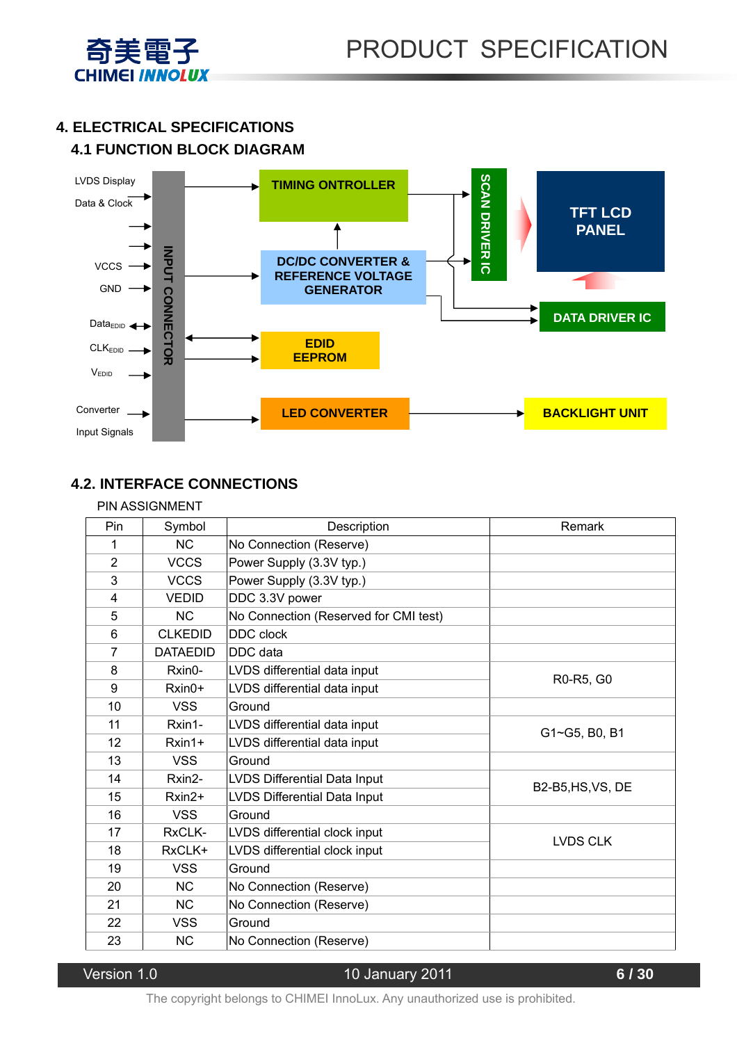## 4. ELECTRICAL SPECIFICATIONS

### 4.1 FUNCTION BLOCK DIAGRAM

LVDS Display
Data & Clock
VCCS
GND
$Data_{EDID}$
$CLK_{EDID}$
$V_{EDID}$
Converter
Input Signals
INPUT CONNECTOR
TIMING ONTROLLER
DC/DC CONVERTER & REFERENCE VOLTAGE GENERATOR
EDID EEPROM
LED CONVERTER
SCAN DRIVER IC
TFT LCD PANEL
DATA DRIVER IC
BACKLIGHT UNIT

### 4.2. INTERFACE CONNECTIONS

PIN ASSIGNMENT

| Pin | Symbol | Description | Remark |
|---|---|---|---|
| 1 | NC | No Connection (Reserve) | |
| 2 | VCCS | Power Supply (3.3V typ.) | |
| 3 | VCCS | Power Supply (3.3V typ.) | |
| 4 | VEDID | DDC 3.3V power | |
| 5 | NC | No Connection (Reserved for CMI test) | |
| 6 | CLKEDID | DDC clock | |
| 7 | DATAEDID | DDC data | |
| 8 | Rxin0- | LVDS differential data input | R0-R5, G0 |
| 9 | Rxin0+ | LVDS differential data input | |
| 10 | VSS | Ground | |
| 11 | Rxin1- | LVDS differential data input | G1~G5, B0, B1 |
| 12 | Rxin1+ | LVDS differential data input | |
| 13 | VSS | Ground | |
| 14 | Rxin2- | LVDS Differential Data Input | B2-B5,HS,VS, DE |
| 15 | Rxin2+ | LVDS Differential Data Input | |
| 16 | VSS | Ground | |
| 17 | RxCLK- | LVDS differential clock input | LVDS CLK |
| 18 | RxCLK+ | LVDS differential clock input | |
| 19 | VSS | Ground | |
| 20 | NC | No Connection (Reserve) | |
| 21 | NC | No Connection (Reserve) | |
| 22 | VSS | Ground | |
| 23 | NC | No Connection (Reserve) | |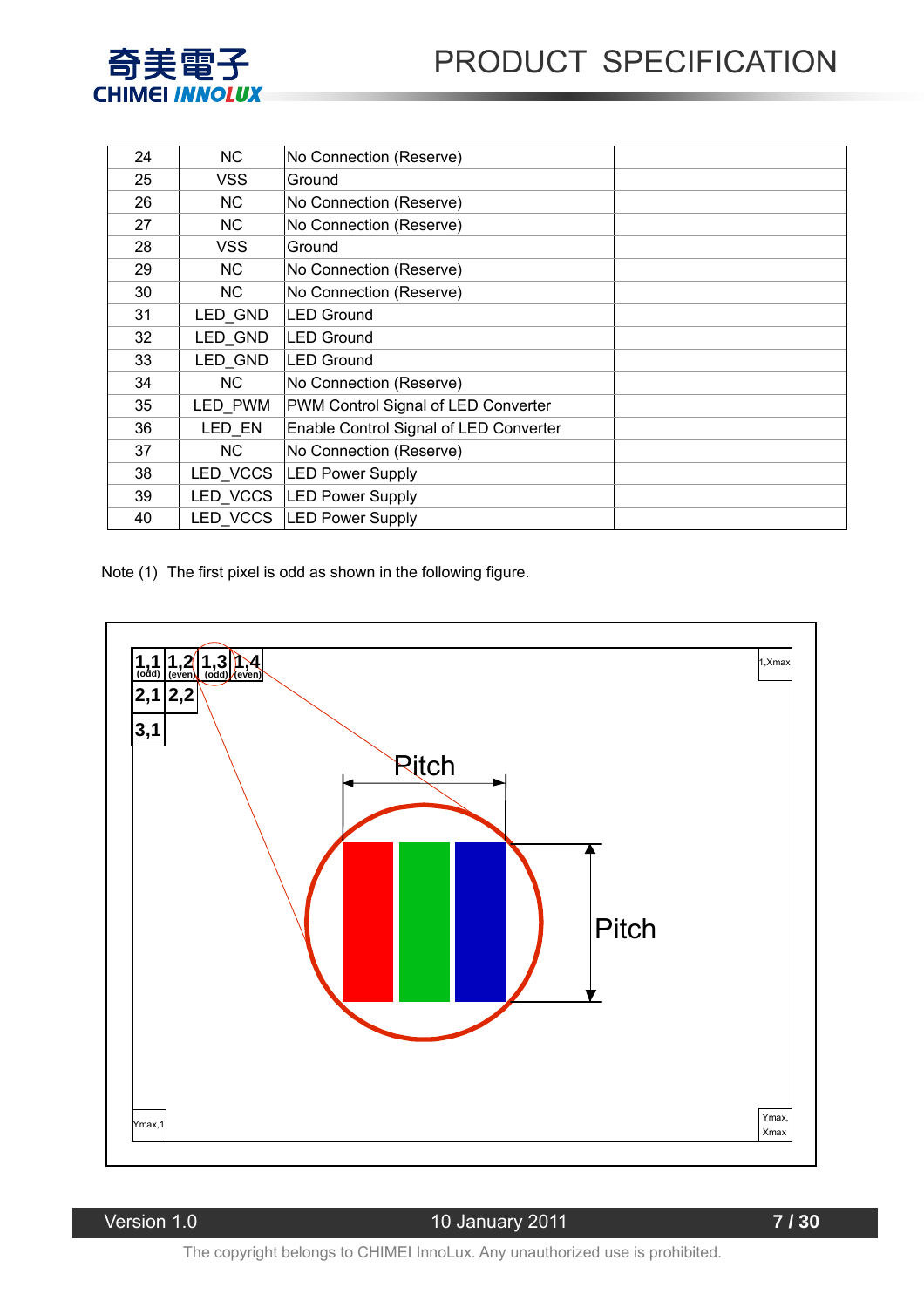| 24 | NC | No Connection (Reserve) | |
|---|---|---|---|
| 25 | VSS | Ground | |
| 26 | NC | No Connection (Reserve) | |
| 27 | NC | No Connection (Reserve) | |
| 28 | VSS | Ground | |
| 29 | NC | No Connection (Reserve) | |
| 30 | NC | No Connection (Reserve) | |
| 31 | LED_GND | LED Ground | |
| 32 | LED_GND | LED Ground | |
| 33 | LED_GND | LED Ground | |
| 34 | NC | No Connection (Reserve) | |
| 35 | LED_PWM | PWM Control Signal of LED Converter | |
| 36 | LED_EN | Enable Control Signal of LED Converter | |
| 37 | NC | No Connection (Reserve) | |
| 38 | LED_VCCS | LED Power Supply | |
| 39 | LED_VCCS | LED Power Supply | |
| 40 | LED_VCCS | LED Power Supply | |

Note (1) The first pixel is odd as shown in the following figure.

1,1 (odd) 1,2 (even) 1,3 (odd) 1,4 (even)
2,1 2,2
3,1

1,Xmax

Pitch

Pitch

Ymax,1

Ymax, Xmax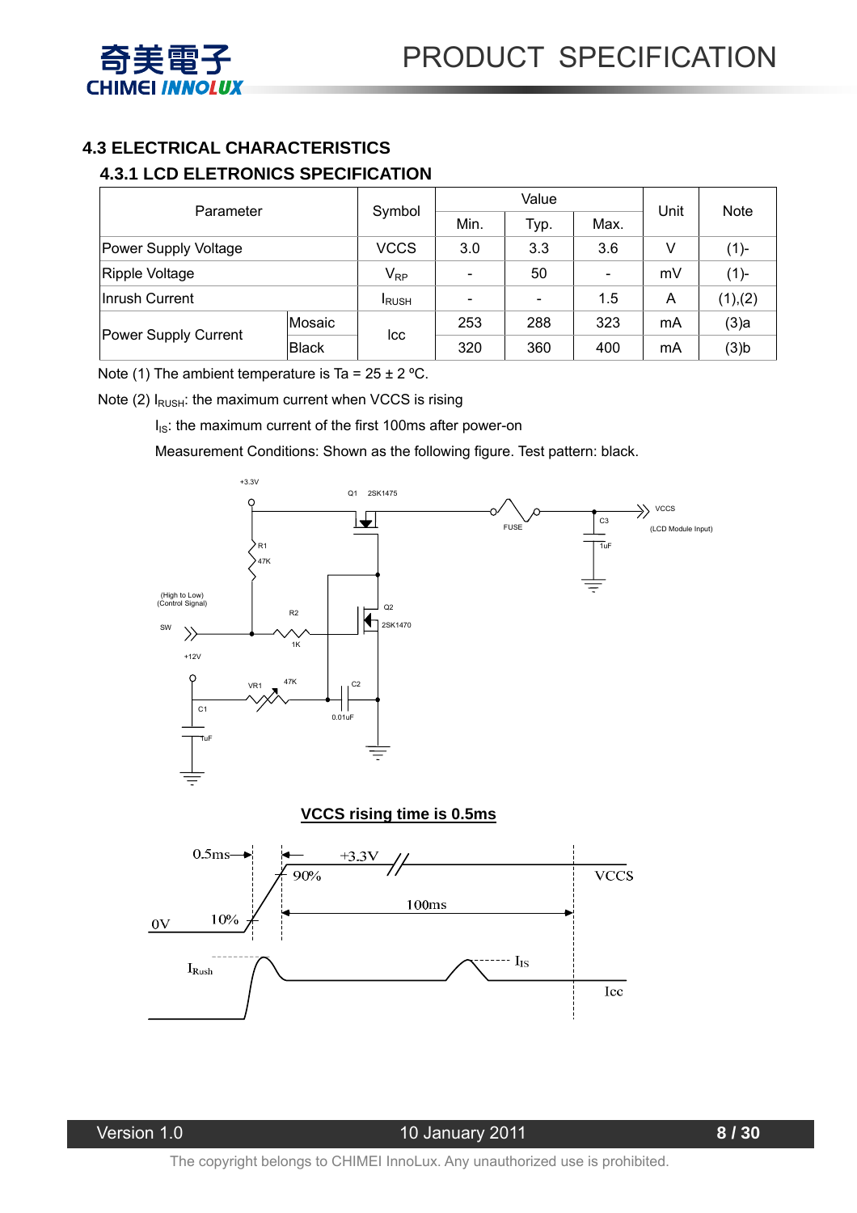## 4.3 ELECTRICAL CHARACTERISTICS

### 4.3.1 LCD ELETRONICS SPECIFICATION

| Parameter | | Symbol | Value | | | Unit | Note |
|---|---|---|---|---|---|---|---|
| | | | Min. | Typ. | Max. | | |
| Power Supply Voltage | | VCCS | 3.0 | 3.3 | 3.6 | V | (1)- |
| Ripple Voltage | | $V_{RP}$ | - | 50 | - | mV | (1)- |
| Inrush Current | | $I_{RUSH}$ | - | - | 1.5 | A | (1),(2) |
| Power Supply Current | Mosaic | Icc | 253 | 288 | 323 | mA | (3)a |
| | Black | | 320 | 360 | 400 | mA | (3)b |

Note (1) The ambient temperature is Ta = 25 ± 2 ºC.

Note (2) $I_{RUSH}$: the maximum current when VCCS is rising

$I_{IS}$: the maximum current of the first 100ms after power-on

Measurement Conditions: Shown as the following figure. Test pattern: black.

+3.3V
Q1 2SK1475
FUSE
VCCS
(LCD Module Input)
C3
1uF
R1
47K
(High to Low)
(Control Signal)
SW
R2
1K
Q2
2SK1470
+12V
VR1
47K
C2
0.01uF
C1
1uF

**VCCS rising time is 0.5ms**

0.5ms
+3.3V
90%
VCCS
100ms
0V
10%
$I_{Rush}$
$I_{IS}$
Icc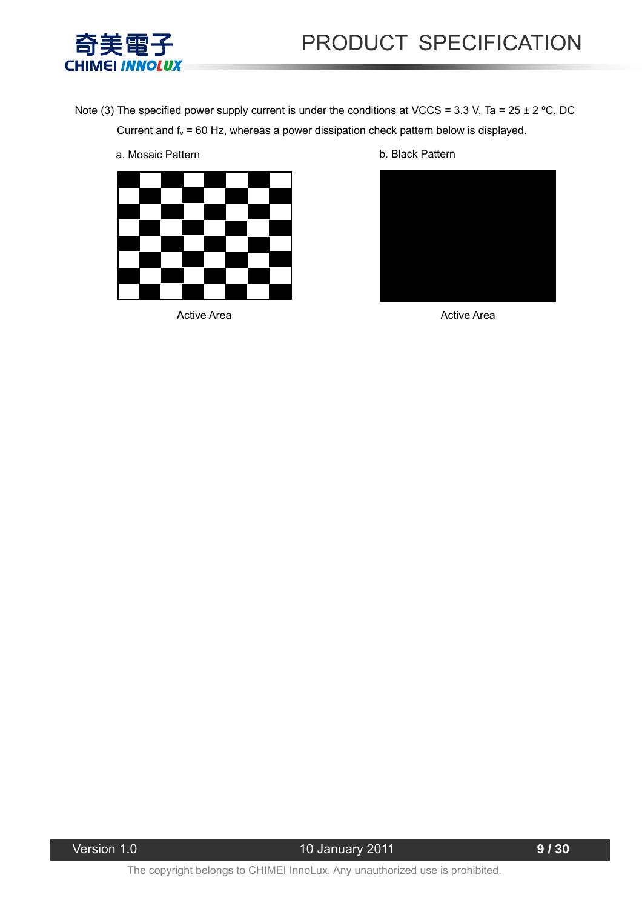Note (3) The specified power supply current is under the conditions at VCCS = 3.3 V, Ta = 25 ± 2 ºC, DC Current and $f_v$ = 60 Hz, whereas a power dissipation check pattern below is displayed.

a. Mosaic Pattern

Active Area

b. Black Pattern

Active Area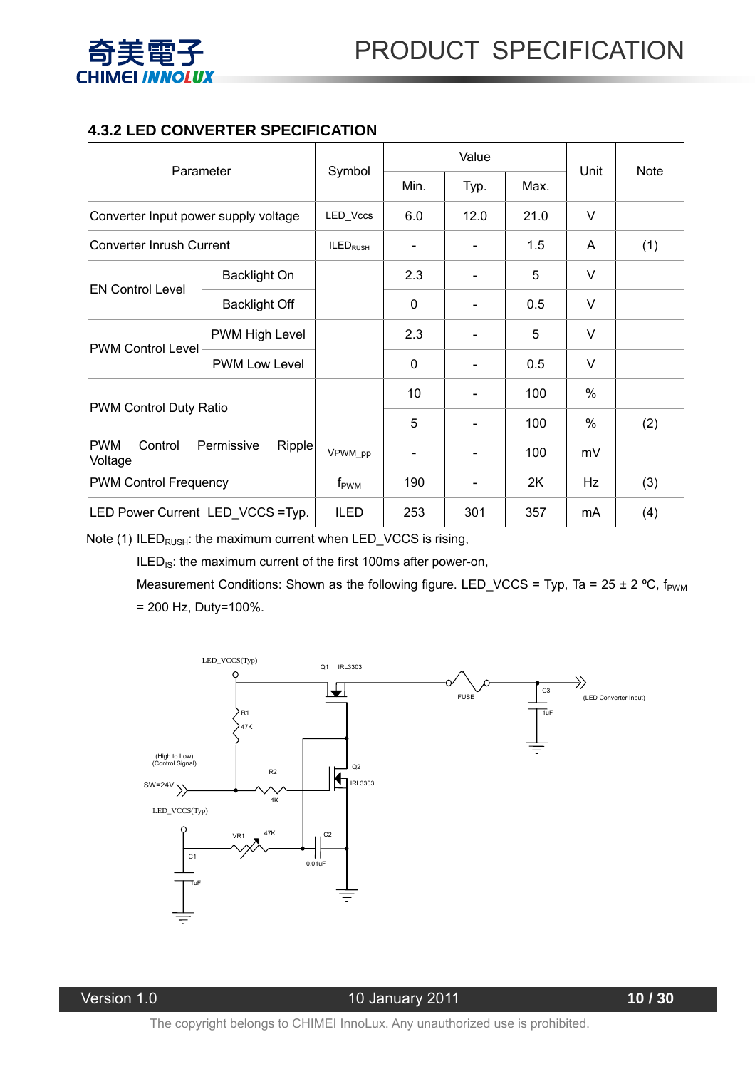### 4.3.2 LED CONVERTER SPECIFICATION

| Parameter | | Symbol | Value | | | Unit | Note |
|---|---|---|---|---|---|---|---|
| | | | Min. | Typ. | Max. | | |
| Converter Input power supply voltage | | LED_Vccs | 6.0 | 12.0 | 21.0 | V | |
| Converter Inrush Current | | $ILED_{RUSH}$ | - | - | 1.5 | A | (1) |
| EN Control Level | Backlight On | | 2.3 | - | 5 | V | |
| | Backlight Off | | 0 | - | 0.5 | V | |
| PWM Control Level | PWM High Level | | 2.3 | - | 5 | V | |
| | PWM Low Level | | 0 | - | 0.5 | V | |
| PWM Control Duty Ratio | | | 10 | - | 100 | % | |
| | | | 5 | - | 100 | % | (2) |
| PWM Control Permissive Ripple Voltage | | VPWM_pp | - | - | 100 | mV | |
| PWM Control Frequency | | $f_{PWM}$ | 190 | - | 2K | Hz | (3) |
| LED Power Current | LED_VCCS =Typ. | ILED | 253 | 301 | 357 | mA | (4) |

Note (1) $ILED_{RUSH}$: the maximum current when LED_VCCS is rising,

$ILED_{IS}$: the maximum current of the first 100ms after power-on,

Measurement Conditions: Shown as the following figure. LED_VCCS = Typ, Ta = 25 ± 2 ºC, $f_{PWM}$ = 200 Hz, Duty=100%.

LED_VCCS(Typ)
Q1 IRL3303
FUSE
C3
1uF
(LED Converter Input)
R1
47K
(High to Low)
(Control Signal)
SW=24V
R2
1K
Q2
IRL3303
LED_VCCS(Typ)
VR1
47K
C2
0.01uF
C1
1uF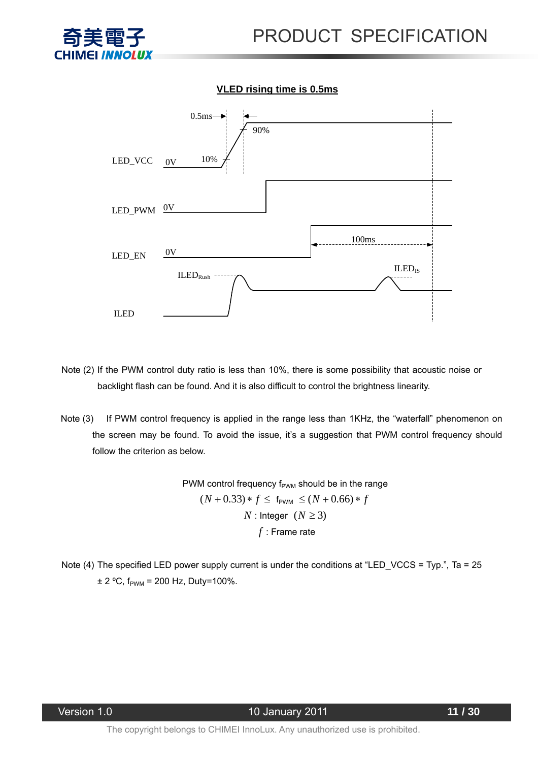**VLED rising time is 0.5ms**

0.5ms

90%

10%

LED_VCC 0V

LED_PWM 0V

LED_EN 0V

100ms

$ILED_{Rush}$

$ILED_{IS}$

ILED

Note (2) If the PWM control duty ratio is less than 10%, there is some possibility that acoustic noise or backlight flash can be found. And it is also difficult to control the brightness linearity.

Note (3) If PWM control frequency is applied in the range less than 1KHz, the "waterfall" phenomenon on the screen may be found. To avoid the issue, it's a suggestion that PWM control frequency should follow the criterion as below.

PWM control frequency $f_{PWM}$ should be in the range

$$(N+0.33)*f \leq f_{PWM} \leq (N+0.66)*f$$

$N$ : Integer $(N \geq 3)$

$f$ : Frame rate

Note (4) The specified LED power supply current is under the conditions at "LED_VCCS = Typ.", Ta = 25 ± 2 ºC, $f_{PWM}$ = 200 Hz, Duty=100%.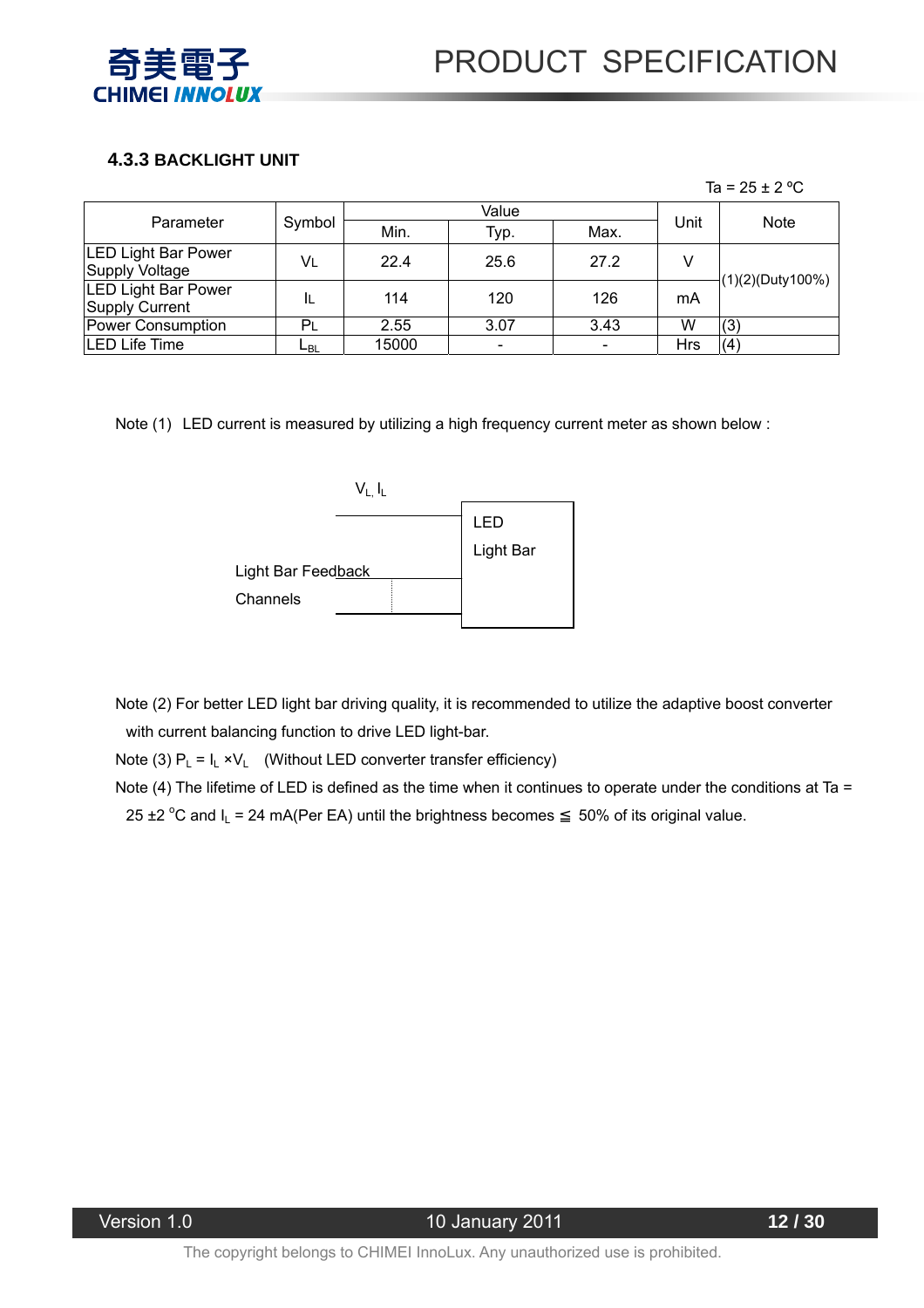### 4.3.3 BACKLIGHT UNIT

Ta = 25 ± 2 ºC

| Parameter | Symbol | Value | | | Unit | Note |
|---|---|---|---|---|---|---|
| | | Min. | Typ. | Max. | | |
| LED Light Bar Power Supply Voltage | $V_L$ | 22.4 | 25.6 | 27.2 | V | (1)(2)(Duty100%) |
| LED Light Bar Power Supply Current | $I_L$ | 114 | 120 | 126 | mA | |
| Power Consumption | $P_L$ | 2.55 | 3.07 | 3.43 | W | (3) |
| LED Life Time | $L_{BL}$ | 15000 | - | - | Hrs | (4) |

Note (1) LED current is measured by utilizing a high frequency current meter as shown below :

$V_L$, $I_L$

LED
Light Bar

Light Bar Feedback
Channels

Note (2) For better LED light bar driving quality, it is recommended to utilize the adaptive boost converter with current balancing function to drive LED light-bar.

Note (3) $P_L = I_L \times V_L$ (Without LED converter transfer efficiency)

Note (4) The lifetime of LED is defined as the time when it continues to operate under the conditions at Ta = 25 ±2 $^{o}$C and $I_L$ = 24 mA(Per EA) until the brightness becomes ≦ 50% of its original value.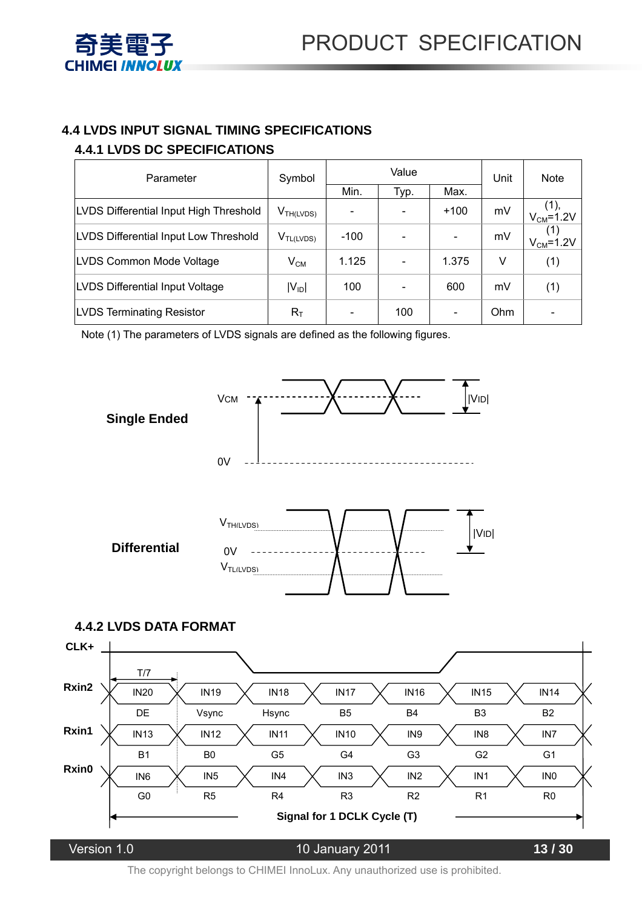## 4.4 LVDS INPUT SIGNAL TIMING SPECIFICATIONS

### 4.4.1 LVDS DC SPECIFICATIONS

| Parameter | Symbol | Value | | | Unit | Note |
|---|---|---|---|---|---|---|
| | | Min. | Typ. | Max. | | |
| LVDS Differential Input High Threshold | $V_{TH(LVDS)}$ | - | - | +100 | mV | (1), $V_{CM}$=1.2V |
| LVDS Differential Input Low Threshold | $V_{TL(LVDS)}$ | -100 | - | - | mV | (1) $V_{CM}$=1.2V |
| LVDS Common Mode Voltage | $V_{CM}$ | 1.125 | - | 1.375 | V | (1) |
| LVDS Differential Input Voltage | $\|V_{ID}\|$ | 100 | - | 600 | mV | (1) |
| LVDS Terminating Resistor | $R_T$ | - | 100 | - | Ohm | - |

Note (1) The parameters of LVDS signals are defined as the following figures.

Single Ended

VCM

0V

|VID|

Differential

$V_{TH(LVDS)}$

0V

$V_{TL(LVDS)}$

|VID|

### 4.4.2 LVDS DATA FORMAT

CLK+

T/7

Rxin2: IN20 IN19 IN18 IN17 IN16 IN15 IN14

DE Vsync Hsync B5 B4 B3 B2

Rxin1: IN13 IN12 IN11 IN10 IN9 IN8 IN7

B1 B0 G5 G4 G3 G2 G1

Rxin0: IN6 IN5 IN4 IN3 IN2 IN1 IN0

G0 R5 R4 R3 R2 R1 R0

Signal for 1 DCLK Cycle (T)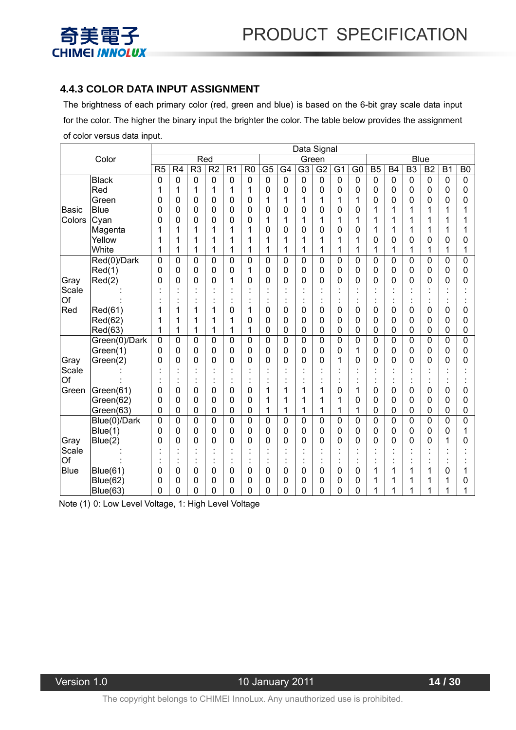### 4.4.3 COLOR DATA INPUT ASSIGNMENT

The brightness of each primary color (red, green and blue) is based on the 6-bit gray scale data input for the color. The higher the binary input the brighter the color. The table below provides the assignment of color versus data input.

| Color | | Data Signal | | | | | | | | | | | | | | | | | |
|---|---|---|---|---|---|---|---|---|---|---|---|---|---|---|---|---|---|---|---|
| | | Red | | | | | | Green | | | | | | Blue | | | | | |
| | | R5 | R4 | R3 | R2 | R1 | R0 | G5 | G4 | G3 | G2 | G1 | G0 | B5 | B4 | B3 | B2 | B1 | B0 |
| Basic Colors | Black | 0 | 0 | 0 | 0 | 0 | 0 | 0 | 0 | 0 | 0 | 0 | 0 | 0 | 0 | 0 | 0 | 0 | 0 |
| | Red | 1 | 1 | 1 | 1 | 1 | 1 | 0 | 0 | 0 | 0 | 0 | 0 | 0 | 0 | 0 | 0 | 0 | 0 |
| | Green | 0 | 0 | 0 | 0 | 0 | 0 | 1 | 1 | 1 | 1 | 1 | 1 | 0 | 0 | 0 | 0 | 0 | 0 |
| | Blue | 0 | 0 | 0 | 0 | 0 | 0 | 0 | 0 | 0 | 0 | 0 | 0 | 1 | 1 | 1 | 1 | 1 | 1 |
| | Cyan | 0 | 0 | 0 | 0 | 0 | 0 | 1 | 1 | 1 | 1 | 1 | 1 | 1 | 1 | 1 | 1 | 1 | 1 |
| | Magenta | 1 | 1 | 1 | 1 | 1 | 1 | 0 | 0 | 0 | 0 | 0 | 0 | 1 | 1 | 1 | 1 | 1 | 1 |
| | Yellow | 1 | 1 | 1 | 1 | 1 | 1 | 1 | 1 | 1 | 1 | 1 | 1 | 0 | 0 | 0 | 0 | 0 | 0 |
| | White | 1 | 1 | 1 | 1 | 1 | 1 | 1 | 1 | 1 | 1 | 1 | 1 | 1 | 1 | 1 | 1 | 1 | 1 |
| Gray Scale Of Red | Red(0)/Dark | 0 | 0 | 0 | 0 | 0 | 0 | 0 | 0 | 0 | 0 | 0 | 0 | 0 | 0 | 0 | 0 | 0 | 0 |
| | Red(1) | 0 | 0 | 0 | 0 | 0 | 1 | 0 | 0 | 0 | 0 | 0 | 0 | 0 | 0 | 0 | 0 | 0 | 0 |
| | Red(2) | 0 | 0 | 0 | 0 | 1 | 0 | 0 | 0 | 0 | 0 | 0 | 0 | 0 | 0 | 0 | 0 | 0 | 0 |
| | : | : | : | : | : | : | : | : | : | : | : | : | : | : | : | : | : | : | : |
| | : | : | : | : | : | : | : | : | : | : | : | : | : | : | : | : | : | : | : |
| | Red(61) | 1 | 1 | 1 | 1 | 0 | 1 | 0 | 0 | 0 | 0 | 0 | 0 | 0 | 0 | 0 | 0 | 0 | 0 |
| | Red(62) | 1 | 1 | 1 | 1 | 1 | 0 | 0 | 0 | 0 | 0 | 0 | 0 | 0 | 0 | 0 | 0 | 0 | 0 |
| | Red(63) | 1 | 1 | 1 | 1 | 1 | 1 | 0 | 0 | 0 | 0 | 0 | 0 | 0 | 0 | 0 | 0 | 0 | 0 |
| Gray Scale Of Green | Green(0)/Dark | 0 | 0 | 0 | 0 | 0 | 0 | 0 | 0 | 0 | 0 | 0 | 0 | 0 | 0 | 0 | 0 | 0 | 0 |
| | Green(1) | 0 | 0 | 0 | 0 | 0 | 0 | 0 | 0 | 0 | 0 | 0 | 1 | 0 | 0 | 0 | 0 | 0 | 0 |
| | Green(2) | 0 | 0 | 0 | 0 | 0 | 0 | 0 | 0 | 0 | 0 | 1 | 0 | 0 | 0 | 0 | 0 | 0 | 0 |
| | : | : | : | : | : | : | : | : | : | : | : | : | : | : | : | : | : | : | : |
| | : | : | : | : | : | : | : | : | : | : | : | : | : | : | : | : | : | : | : |
| | Green(61) | 0 | 0 | 0 | 0 | 0 | 0 | 1 | 1 | 1 | 1 | 0 | 1 | 0 | 0 | 0 | 0 | 0 | 0 |
| | Green(62) | 0 | 0 | 0 | 0 | 0 | 0 | 1 | 1 | 1 | 1 | 1 | 0 | 0 | 0 | 0 | 0 | 0 | 0 |
| | Green(63) | 0 | 0 | 0 | 0 | 0 | 0 | 1 | 1 | 1 | 1 | 1 | 1 | 0 | 0 | 0 | 0 | 0 | 0 |
| Gray Scale Of Blue | Blue(0)/Dark | 0 | 0 | 0 | 0 | 0 | 0 | 0 | 0 | 0 | 0 | 0 | 0 | 0 | 0 | 0 | 0 | 0 | 0 |
| | Blue(1) | 0 | 0 | 0 | 0 | 0 | 0 | 0 | 0 | 0 | 0 | 0 | 0 | 0 | 0 | 0 | 0 | 0 | 1 |
| | Blue(2) | 0 | 0 | 0 | 0 | 0 | 0 | 0 | 0 | 0 | 0 | 0 | 0 | 0 | 0 | 0 | 0 | 1 | 0 |
| | : | : | : | : | : | : | : | : | : | : | : | : | : | : | : | : | : | : | : |
| | : | : | : | : | : | : | : | : | : | : | : | : | : | : | : | : | : | : | : |
| | Blue(61) | 0 | 0 | 0 | 0 | 0 | 0 | 0 | 0 | 0 | 0 | 0 | 0 | 1 | 1 | 1 | 1 | 0 | 1 |
| | Blue(62) | 0 | 0 | 0 | 0 | 0 | 0 | 0 | 0 | 0 | 0 | 0 | 0 | 1 | 1 | 1 | 1 | 1 | 0 |
| | Blue(63) | 0 | 0 | 0 | 0 | 0 | 0 | 0 | 0 | 0 | 0 | 0 | 0 | 1 | 1 | 1 | 1 | 1 | 1 |

Note (1) 0: Low Level Voltage, 1: High Level Voltage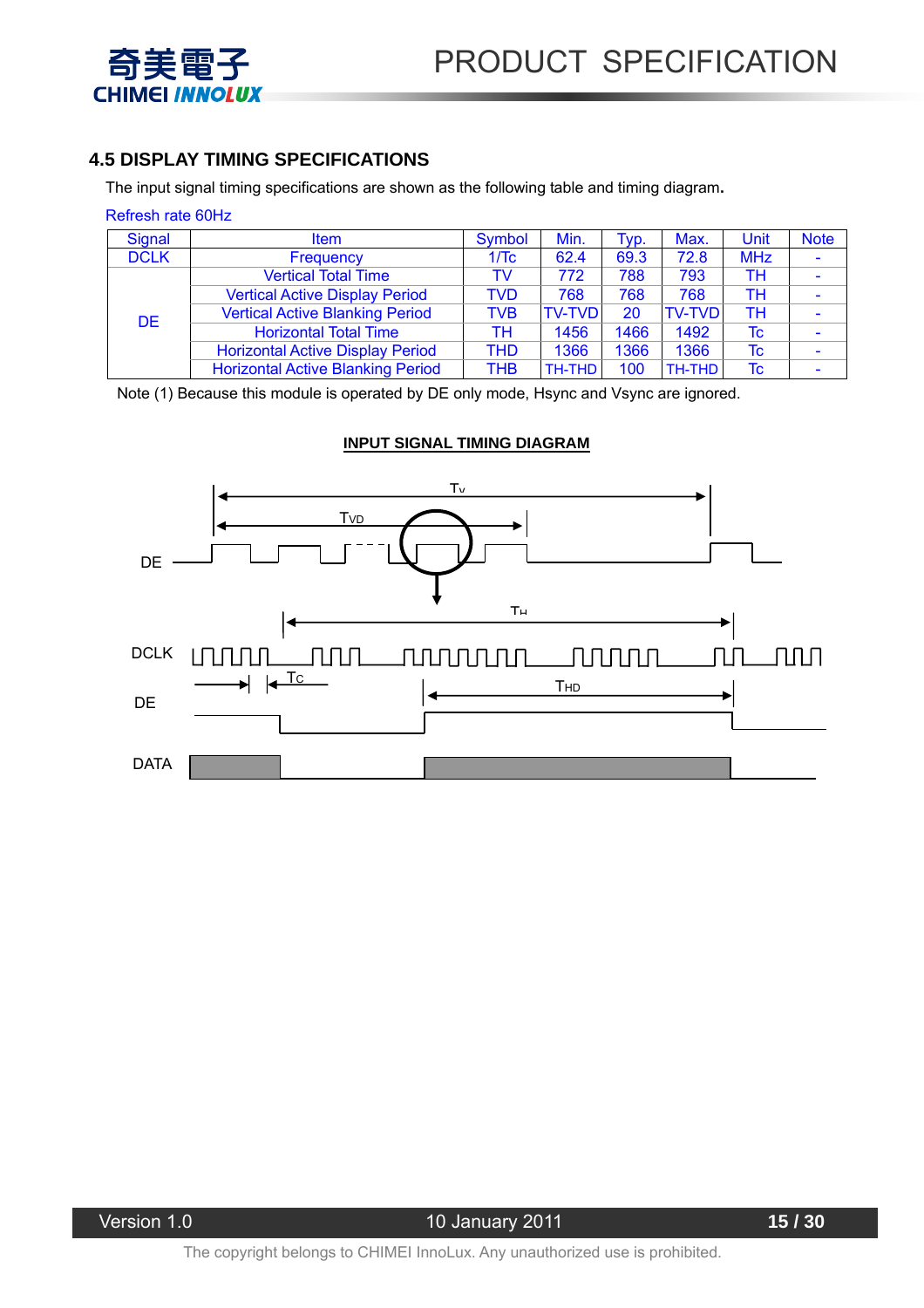## 4.5 DISPLAY TIMING SPECIFICATIONS

The input signal timing specifications are shown as the following table and timing diagram.

Refresh rate 60Hz

| Signal | Item | Symbol | Min. | Typ. | Max. | Unit | Note |
|---|---|---|---|---|---|---|---|
| DCLK | Frequency | 1/Tc | 62.4 | 69.3 | 72.8 | MHz | - |
| DE | Vertical Total Time | TV | 772 | 788 | 793 | TH | - |
| | Vertical Active Display Period | TVD | 768 | 768 | 768 | TH | - |
| | Vertical Active Blanking Period | TVB | TV-TVD | 20 | TV-TVD | TH | - |
| | Horizontal Total Time | TH | 1456 | 1466 | 1492 | Tc | - |
| | Horizontal Active Display Period | THD | 1366 | 1366 | 1366 | Tc | - |
| | Horizontal Active Blanking Period | THB | TH-THD | 100 | TH-THD | Tc | - |

Note (1) Because this module is operated by DE only mode, Hsync and Vsync are ignored.

**INPUT SIGNAL TIMING DIAGRAM**

Tv
TVD
DE
TH
DCLK
Tc
THD
DE
DATA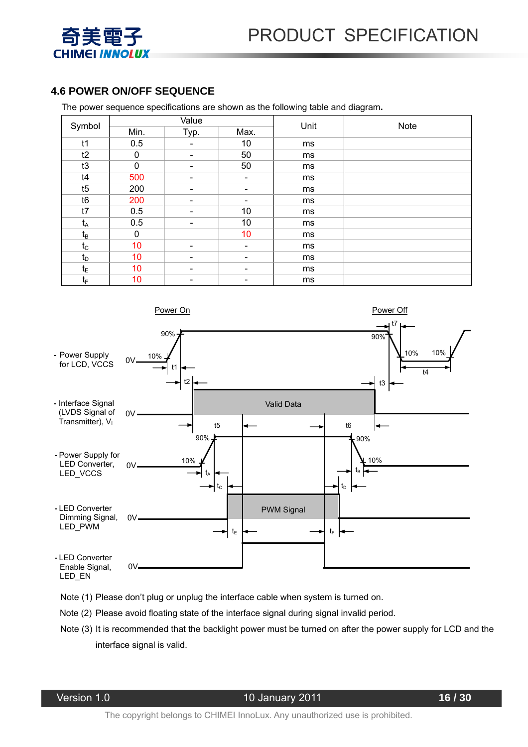## 4.6 POWER ON/OFF SEQUENCE

The power sequence specifications are shown as the following table and diagram.

| Symbol | Value | | | Unit | Note |
|---|---|---|---|---|---|
| | Min. | Typ. | Max. | | |
| t1 | 0.5 | - | 10 | ms | |
| t2 | 0 | - | 50 | ms | |
| t3 | 0 | - | 50 | ms | |
| t4 | 500 | - | - | ms | |
| t5 | 200 | - | - | ms | |
| t6 | 200 | - | - | ms | |
| t7 | 0.5 | - | 10 | ms | |
| $t_A$ | 0.5 | - | 10 | ms | |
| $t_B$ | 0 | | 10 | ms | |
| $t_C$ | 10 | - | - | ms | |
| $t_D$ | 10 | - | - | ms | |
| $t_E$ | 10 | - | - | ms | |
| $t_F$ | 10 | - | - | ms | |

Power On

Power Off

- Power Supply for LCD, VCCS
- Interface Signal (LVDS Signal of Transmitter), $V_I$
- Power Supply for LED Converter, LED_VCCS
- LED Converter Dimming Signal, LED_PWM
- LED Converter Enable Signal, LED_EN

0V

90%

10%

t1

t2

t3

t4

t5

t6

t7

Valid Data

PWM Signal

$t_A$

$t_B$

$t_C$

$t_D$

$t_E$

$t_F$

Note (1) Please don't plug or unplug the interface cable when system is turned on.

Note (2) Please avoid floating state of the interface signal during signal invalid period.

Note (3) It is recommended that the backlight power must be turned on after the power supply for LCD and the interface signal is valid.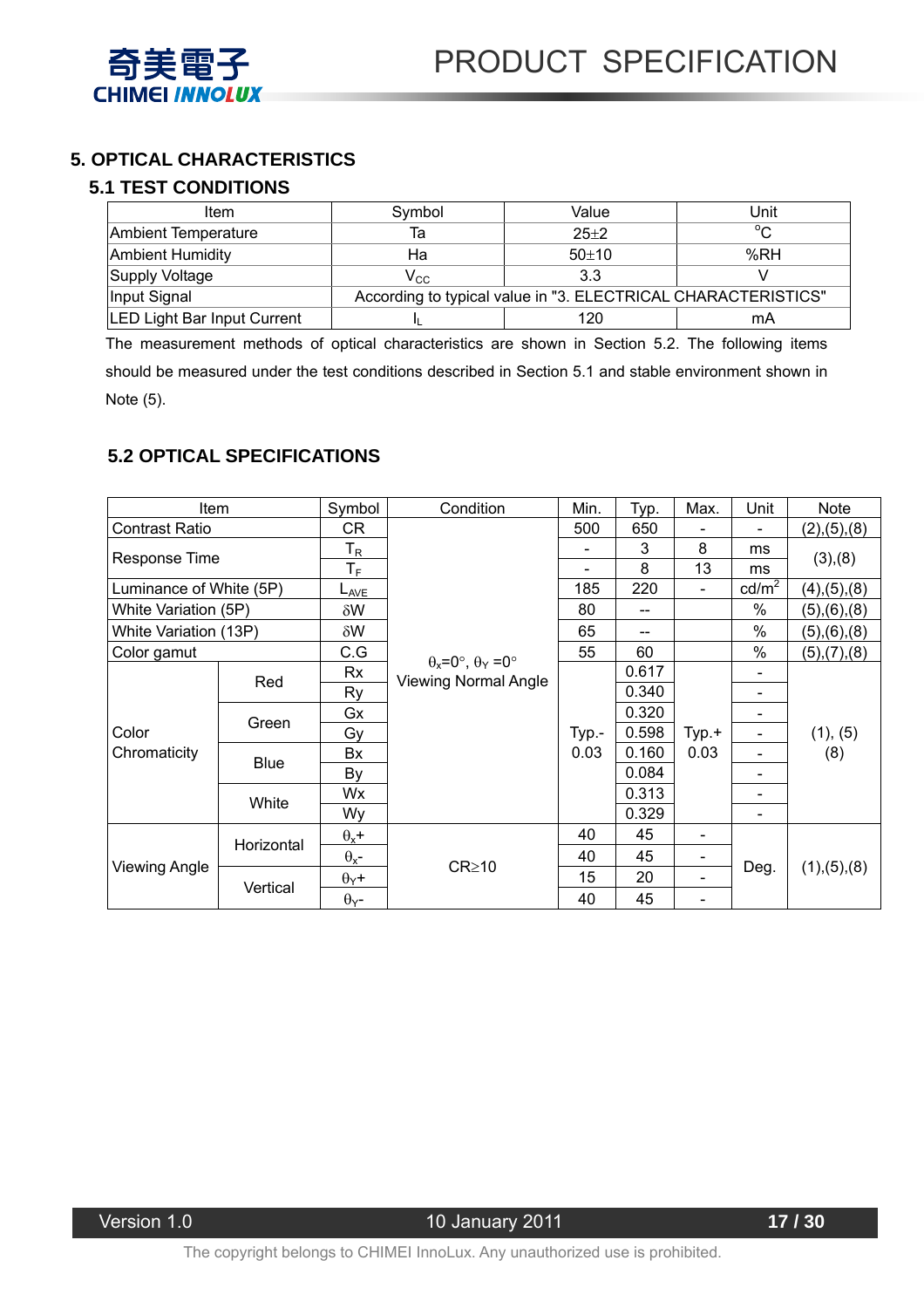## 5. OPTICAL CHARACTERISTICS

### 5.1 TEST CONDITIONS

| Item | Symbol | Value | Unit |
|---|---|---|---|
| Ambient Temperature | Ta | 25±2 | °C |
| Ambient Humidity | Ha | 50±10 | %RH |
| Supply Voltage | $V_{CC}$ | 3.3 | V |
| Input Signal | According to typical value in "3. ELECTRICAL CHARACTERISTICS" | | |
| LED Light Bar Input Current | $I_L$ | 120 | mA |

The measurement methods of optical characteristics are shown in Section 5.2. The following items should be measured under the test conditions described in Section 5.1 and stable environment shown in Note (5).

### 5.2 OPTICAL SPECIFICATIONS

| Item | | Symbol | Condition | Min. | Typ. | Max. | Unit | Note |
|---|---|---|---|---|---|---|---|---|
| Contrast Ratio | | CR | $\theta_x$=0°, $\theta_Y$ =0° Viewing Normal Angle | 500 | 650 | - | - | (2),(5),(8) |
| Response Time | | $T_R$ | | - | 3 | 8 | ms | (3),(8) |
| | | $T_F$ | | - | 8 | 13 | ms | |
| Luminance of White (5P) | | $L_{AVE}$ | | 185 | 220 | - | cd/m$^2$ | (4),(5),(8) |
| White Variation (5P) | | δW | | 80 | -- | | % | (5),(6),(8) |
| White Variation (13P) | | δW | | 65 | -- | | % | (5),(6),(8) |
| Color gamut | | C.G | | 55 | 60 | | % | (5),(7),(8) |
| Color Chromaticity | Red | Rx | | Typ.-0.03 | 0.617 | Typ.+0.03 | - | (1), (5) (8) |
| | | Ry | | | 0.340 | | - | |
| | Green | Gx | | | 0.320 | | - | |
| | | Gy | | | 0.598 | | - | |
| | Blue | Bx | | | 0.160 | | - | |
| | | By | | | 0.084 | | - | |
| | White | Wx | | | 0.313 | | - | |
| | | Wy | | | 0.329 | | - | |
| Viewing Angle | Horizontal | $\theta_x$+ | CR≥10 | 40 | 45 | - | Deg. | (1),(5),(8) |
| | | $\theta_x$- | | 40 | 45 | - | | |
| | Vertical | $\theta_Y$+ | | 15 | 20 | - | | |
| | | $\theta_Y$- | | 40 | 45 | - | | |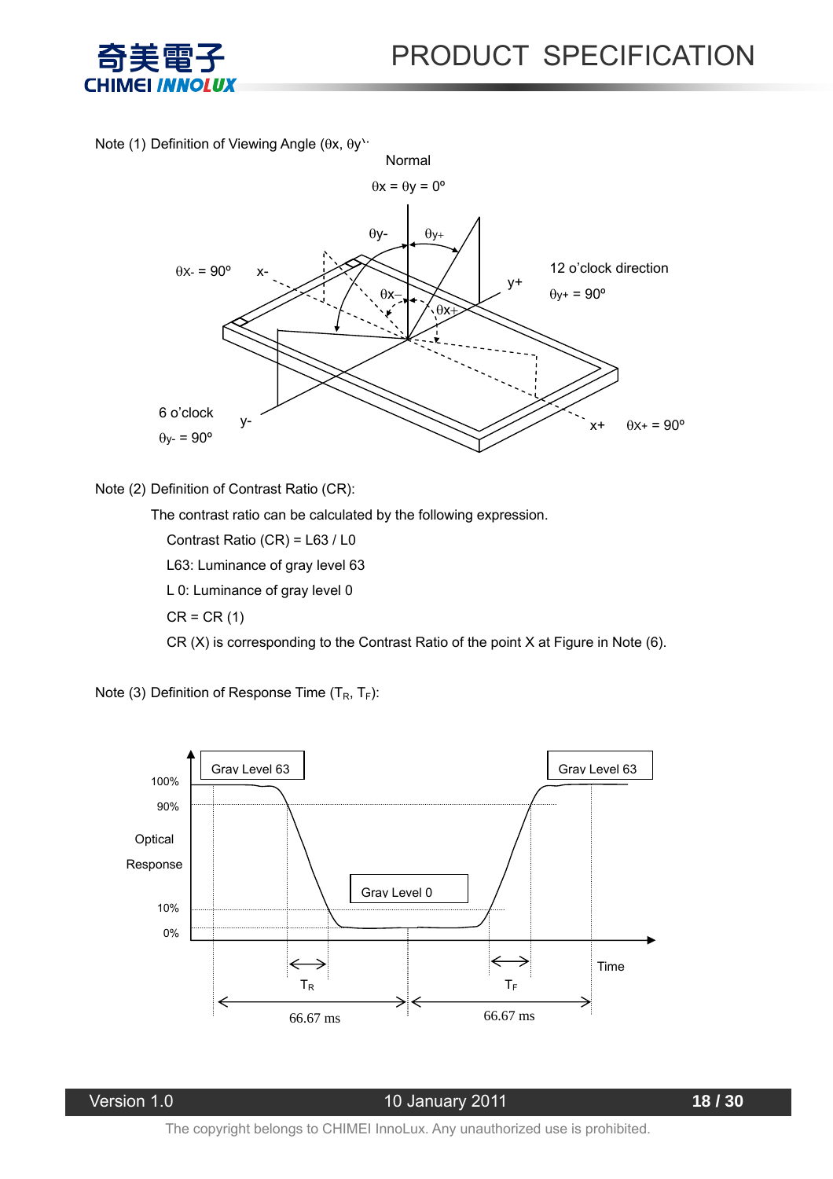Note (1) Definition of Viewing Angle ($\theta x$, $\theta y$):

Normal

$\theta x = \theta y = 0^\circ$

$\theta y-$　$\theta y+$

$\theta x- = 90^\circ$　x-

12 o'clock direction

y+

$\theta y+ = 90^\circ$

$\theta x-$　$\theta x+$

6 o'clock

$\theta y- = 90^\circ$

y-

x+　$\theta x+ = 90^\circ$

Note (2) Definition of Contrast Ratio (CR):

The contrast ratio can be calculated by the following expression.

Contrast Ratio (CR) = L63 / L0

L63: Luminance of gray level 63

L 0: Luminance of gray level 0

CR = CR (1)

CR (X) is corresponding to the Contrast Ratio of the point X at Figure in Note (6).

Note (3) Definition of Response Time ($T_R$, $T_F$):

Gray Level 63　Gray Level 63

100%

90%

Optical Response

Gray Level 0

10%

0%

Time

$T_R$　$T_F$

66.67 ms　66.67 ms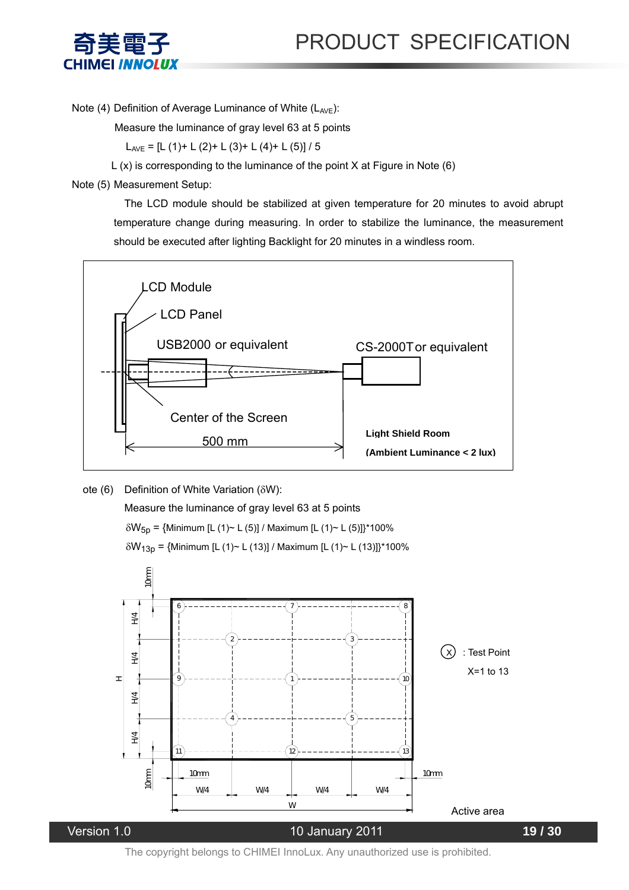Note (4) Definition of Average Luminance of White ($L_{AVE}$):

Measure the luminance of gray level 63 at 5 points

$L_{AVE}$ = [L (1)+ L (2)+ L (3)+ L (4)+ L (5)] / 5

L (x) is corresponding to the luminance of the point X at Figure in Note (6)

Note (5) Measurement Setup:

The LCD module should be stabilized at given temperature for 20 minutes to avoid abrupt temperature change during measuring. In order to stabilize the luminance, the measurement should be executed after lighting Backlight for 20 minutes in a windless room.

LCD Module

LCD Panel

USB2000 or equivalent

CS-2000T or equivalent

Center of the Screen

500 mm

Light Shield Room

(Ambient Luminance < 2 lux)

ote (6) Definition of White Variation (δW):

Measure the luminance of gray level 63 at 5 points

$\delta W_{5p}$ = {Minimum [L (1)~ L (5)] / Maximum [L (1)~ L (5)]}*100%

$\delta W_{13p}$ = {Minimum [L (1)~ L (13)] / Maximum [L (1)~ L (13)]}*100%

10mm

H/4

H/4

H

H/4

H/4

10mm

10mm

W/4

W/4

W/4

W/4

10mm

W

6 7 8

2 3

9 1 10

4 5

11 12 13

X : Test Point

X=1 to 13

Active area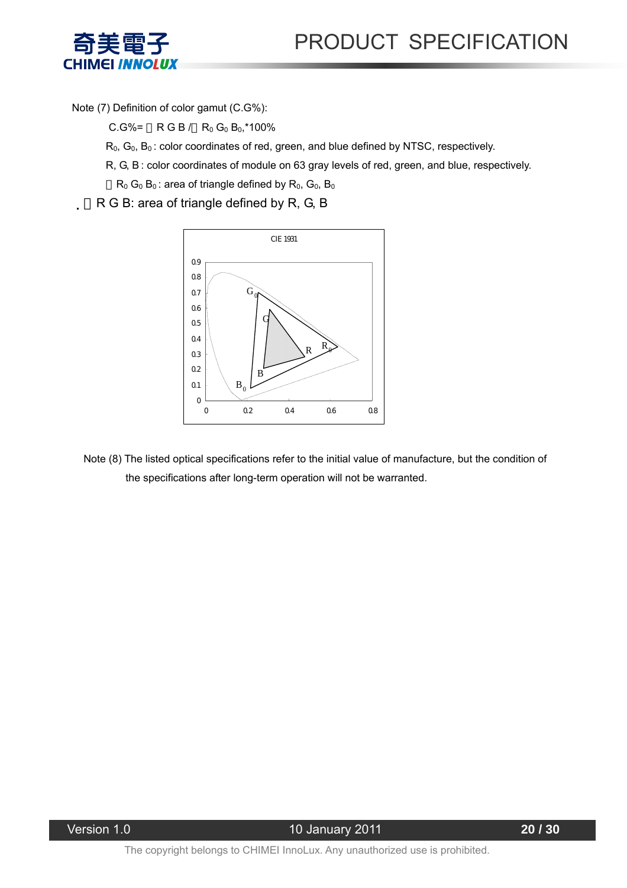Note (7) Definition of color gamut (C.G%):

C.G%= ∆ R G B /∆ $R_0$ $G_0$ $B_0$,*100%

$R_0$, $G_0$, $B_0$ : color coordinates of red, green, and blue defined by NTSC, respectively.

R, G, B : color coordinates of module on 63 gray levels of red, green, and blue, respectively.

∆ $R_0$ $G_0$ $B_0$ : area of triangle defined by $R_0$, $G_0$, $B_0$

∆ R G B: area of triangle defined by R, G, B

Note (8) The listed optical specifications refer to the initial value of manufacture, but the condition of the specifications after long-term operation will not be warranted.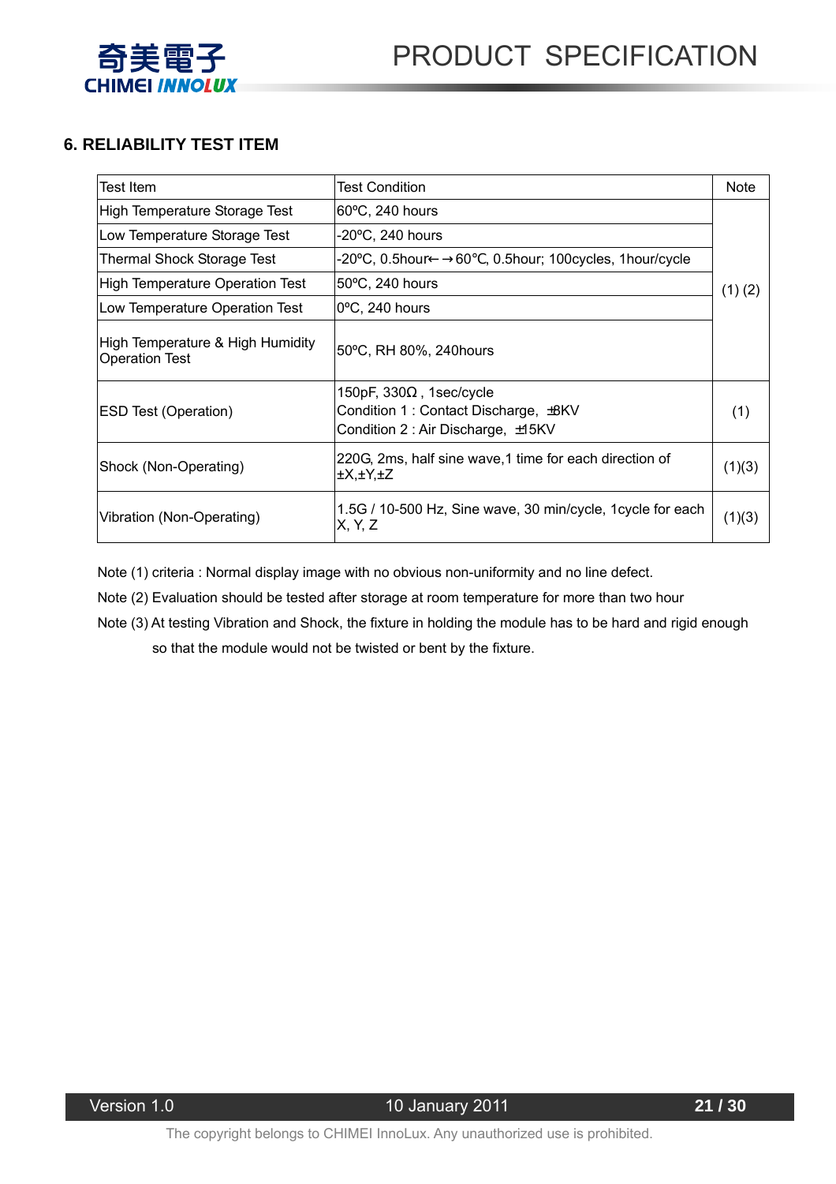## 6. RELIABILITY TEST ITEM

| Test Item | Test Condition | Note |
|---|---|---|
| High Temperature Storage Test | 60ºC, 240 hours | (1) (2) |
| Low Temperature Storage Test | -20ºC, 240 hours | |
| Thermal Shock Storage Test | -20ºC, 0.5hour←→60°C, 0.5hour; 100cycles, 1hour/cycle | |
| High Temperature Operation Test | 50ºC, 240 hours | |
| Low Temperature Operation Test | 0ºC, 240 hours | |
| High Temperature & High Humidity Operation Test | 50ºC, RH 80%, 240hours | |
| ESD Test (Operation) | 150pF, 330Ω , 1sec/cycle<br>Condition 1 : Contact Discharge, ±8KV<br>Condition 2 : Air Discharge, ±15KV | (1) |
| Shock (Non-Operating) | 220G, 2ms, half sine wave,1 time for each direction of ±X,±Y,±Z | (1)(3) |
| Vibration (Non-Operating) | 1.5G / 10-500 Hz, Sine wave, 30 min/cycle, 1cycle for each X, Y, Z | (1)(3) |

Note (1) criteria : Normal display image with no obvious non-uniformity and no line defect.

Note (2) Evaluation should be tested after storage at room temperature for more than two hour

Note (3) At testing Vibration and Shock, the fixture in holding the module has to be hard and rigid enough so that the module would not be twisted or bent by the fixture.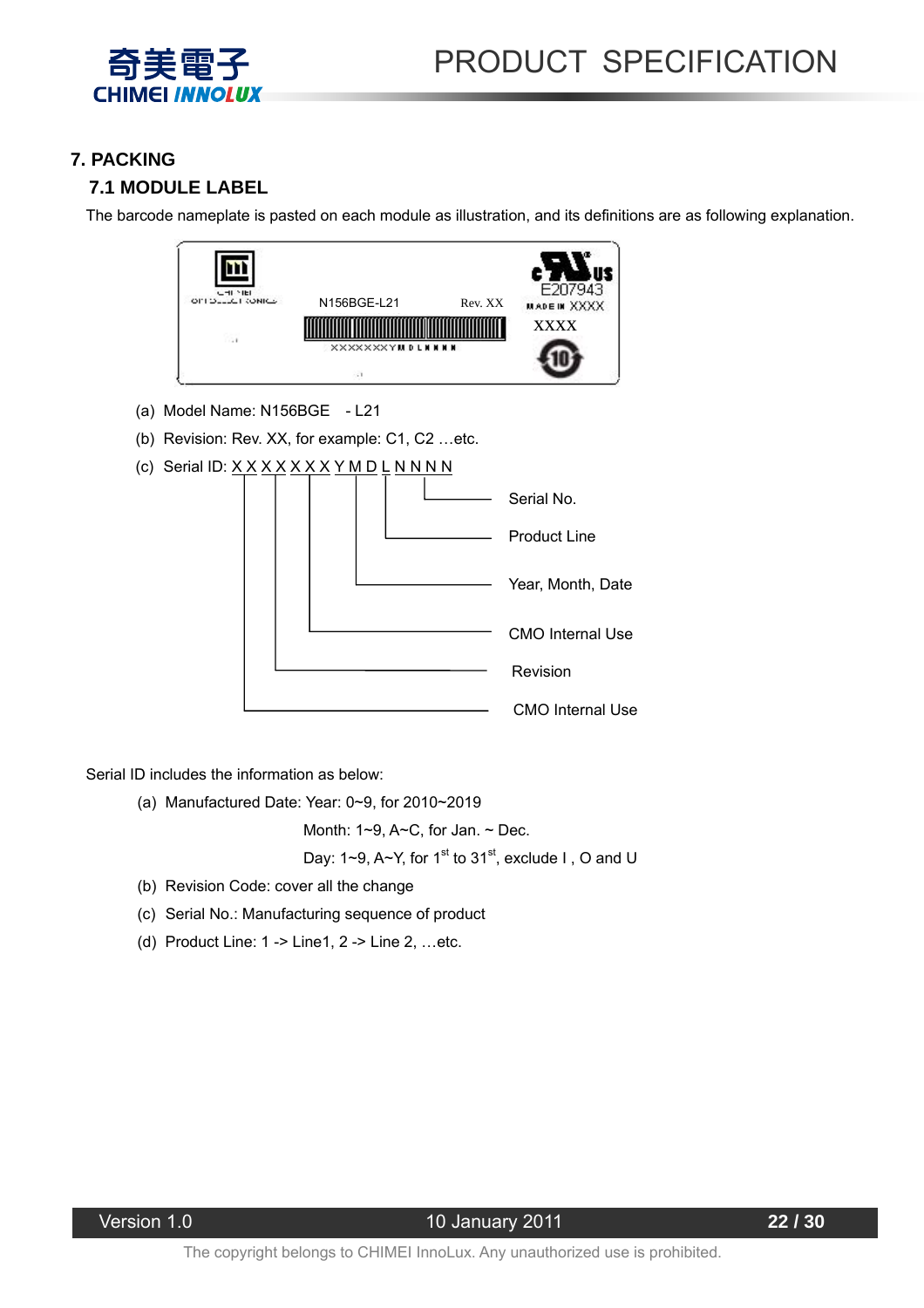## 7. PACKING

### 7.1 MODULE LABEL

The barcode nameplate is pasted on each module as illustration, and its definitions are as following explanation.

(a) Model Name: N156BGE - L21

(b) Revision: Rev. XX, for example: C1, C2 …etc.

(c) Serial ID: X X X X X X X Y M D L N N N N

- N N N N: Serial No.
- L: Product Line
- Y M D: Year, Month, Date
- X X X X: CMO Internal Use
- X X: Revision
- X: CMO Internal Use

Serial ID includes the information as below:

(a) Manufactured Date: Year: 0~9, for 2010~2019

Month: 1~9, A~C, for Jan. ~ Dec.

Day: 1~9, A~Y, for 1st to 31st, exclude I , O and U

(b) Revision Code: cover all the change

(c) Serial No.: Manufacturing sequence of product

(d) Product Line: 1 -> Line1, 2 -> Line 2, …etc.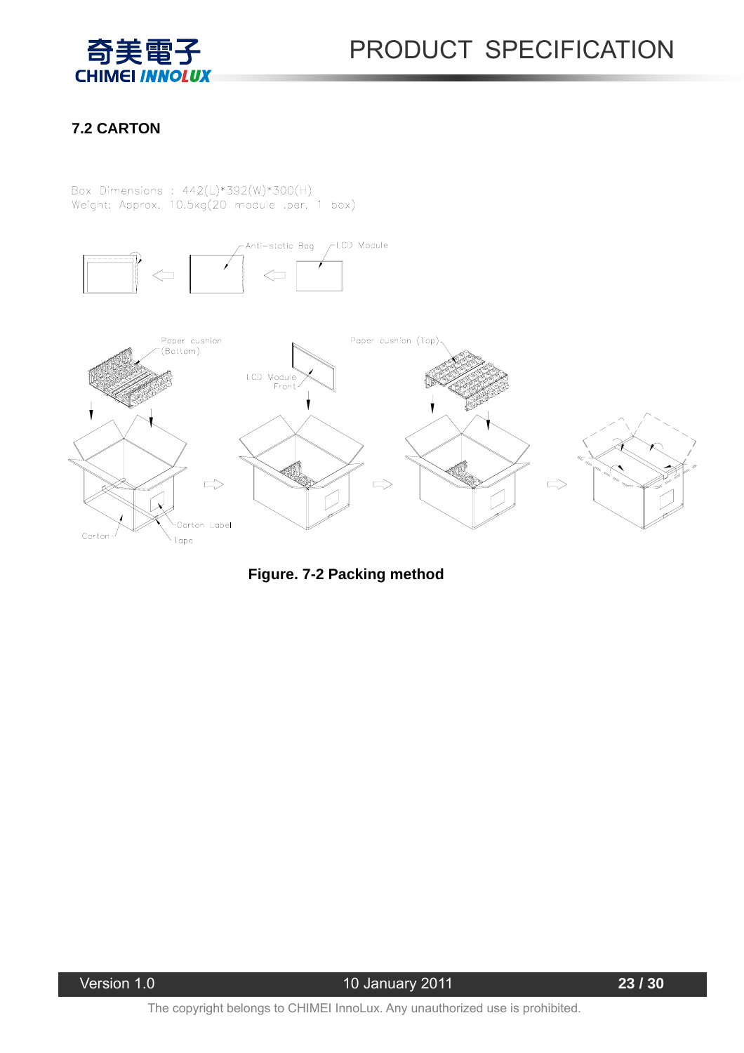## 7.2 CARTON

Box Dimensions : 442(L)*392(W)*300(H)
Weight: Approx. 10.5kg(20 module .per. 1 box)

Anti-static Bag
LCD Module
Paper cushion (Bottom)
LCD Module Front
Paper cushion (Top)
Carton
Carton Label
Tape

**Figure. 7-2 Packing method**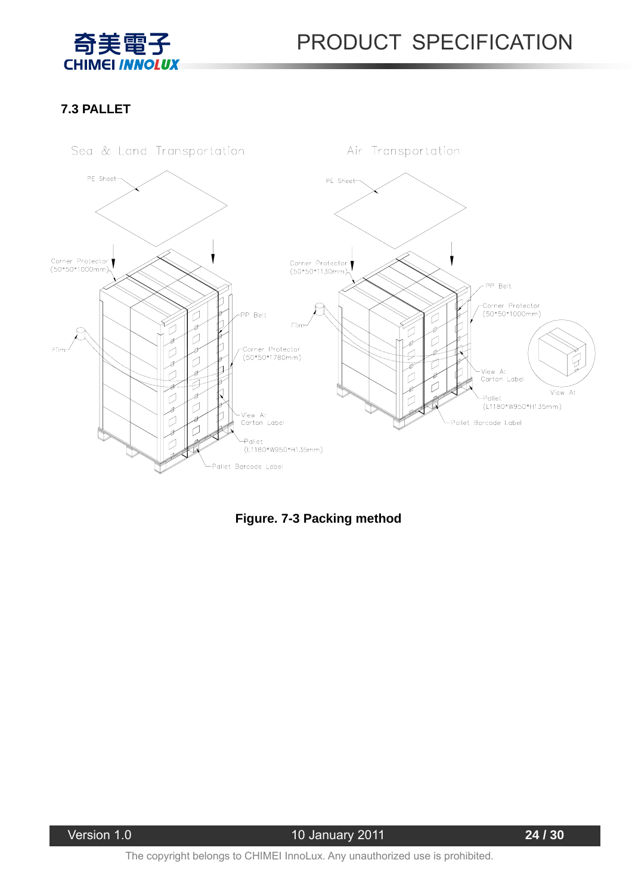### 7.3 PALLET

Sea & Land Transportation

PE Sheet

Corner Protector (50*50*1000mm)

Film

PP Belt

Corner Protector (50*50*1780mm)

View A: Carton Label

Pallet (L1180*W950*H135mm)

Pallet Barcode Label

Air Transportation

PE Sheet

Corner Protector (50*50*1130mm)

Film

PP Belt

Corner Protector (50*50*1000mm)

View A: Carton Label

View A:

Pallet (L1180*W950*H135mm)

Pallet Barcode Label

**Figure. 7-3 Packing method**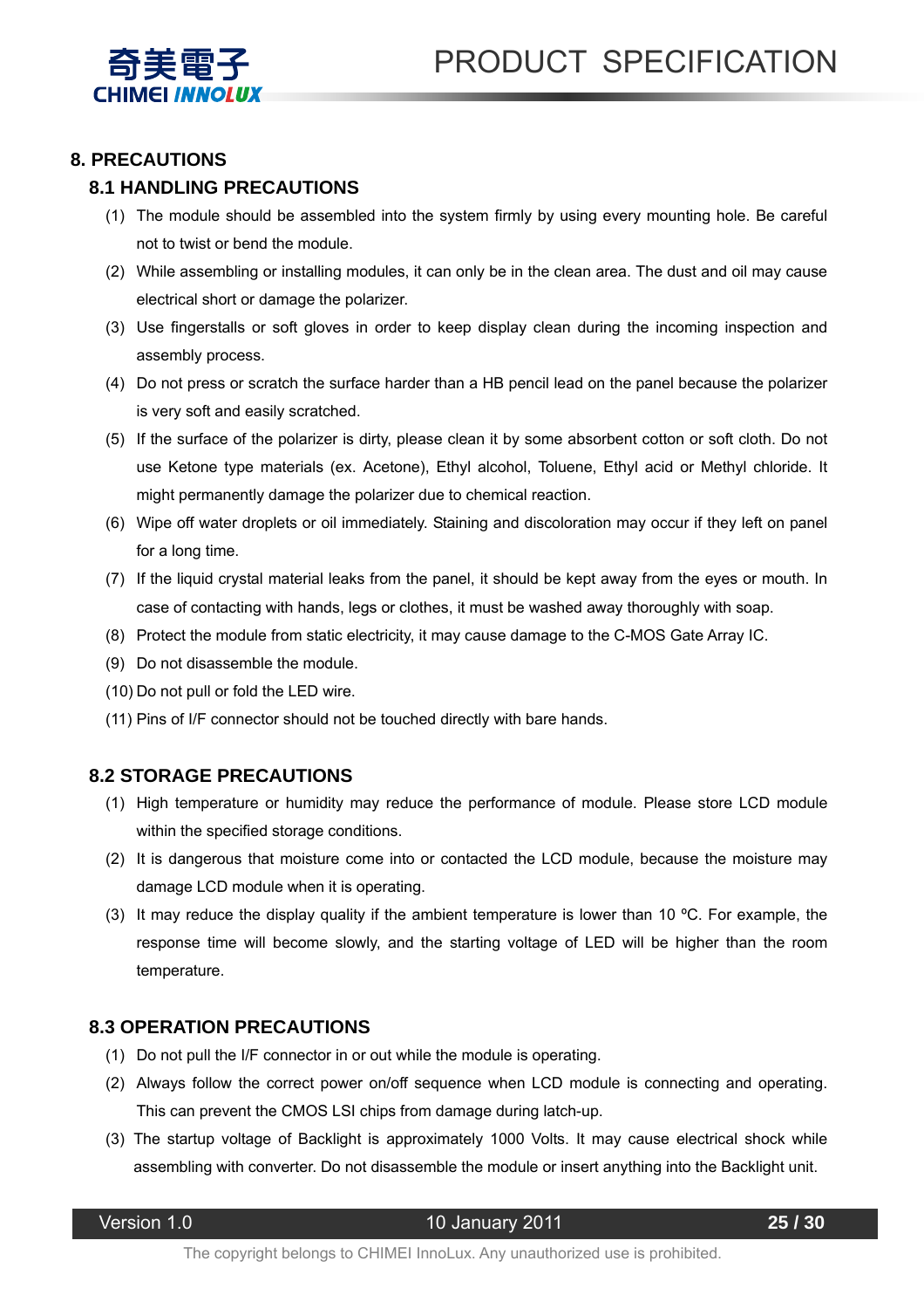# 8. PRECAUTIONS

## 8.1 HANDLING PRECAUTIONS

(1) The module should be assembled into the system firmly by using every mounting hole. Be careful not to twist or bend the module.

(2) While assembling or installing modules, it can only be in the clean area. The dust and oil may cause electrical short or damage the polarizer.

(3) Use fingerstalls or soft gloves in order to keep display clean during the incoming inspection and assembly process.

(4) Do not press or scratch the surface harder than a HB pencil lead on the panel because the polarizer is very soft and easily scratched.

(5) If the surface of the polarizer is dirty, please clean it by some absorbent cotton or soft cloth. Do not use Ketone type materials (ex. Acetone), Ethyl alcohol, Toluene, Ethyl acid or Methyl chloride. It might permanently damage the polarizer due to chemical reaction.

(6) Wipe off water droplets or oil immediately. Staining and discoloration may occur if they left on panel for a long time.

(7) If the liquid crystal material leaks from the panel, it should be kept away from the eyes or mouth. In case of contacting with hands, legs or clothes, it must be washed away thoroughly with soap.

(8) Protect the module from static electricity, it may cause damage to the C-MOS Gate Array IC.

(9) Do not disassemble the module.

(10) Do not pull or fold the LED wire.

(11) Pins of I/F connector should not be touched directly with bare hands.

## 8.2 STORAGE PRECAUTIONS

(1) High temperature or humidity may reduce the performance of module. Please store LCD module within the specified storage conditions.

(2) It is dangerous that moisture come into or contacted the LCD module, because the moisture may damage LCD module when it is operating.

(3) It may reduce the display quality if the ambient temperature is lower than 10 ºC. For example, the response time will become slowly, and the starting voltage of LED will be higher than the room temperature.

## 8.3 OPERATION PRECAUTIONS

(1) Do not pull the I/F connector in or out while the module is operating.

(2) Always follow the correct power on/off sequence when LCD module is connecting and operating. This can prevent the CMOS LSI chips from damage during latch-up.

(3) The startup voltage of Backlight is approximately 1000 Volts. It may cause electrical shock while assembling with converter. Do not disassemble the module or insert anything into the Backlight unit.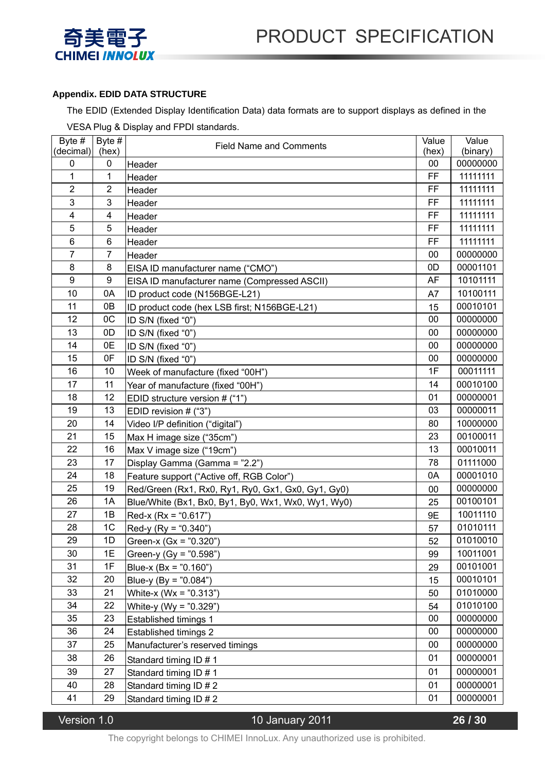## Appendix. EDID DATA STRUCTURE

The EDID (Extended Display Identification Data) data formats are to support displays as defined in the VESA Plug & Display and FPDI standards.

| Byte # (decimal) | Byte # (hex) | Field Name and Comments | Value (hex) | Value (binary) |
|---|---|---|---|---|
| 0 | 0 | Header | 00 | 00000000 |
| 1 | 1 | Header | FF | 11111111 |
| 2 | 2 | Header | FF | 11111111 |
| 3 | 3 | Header | FF | 11111111 |
| 4 | 4 | Header | FF | 11111111 |
| 5 | 5 | Header | FF | 11111111 |
| 6 | 6 | Header | FF | 11111111 |
| 7 | 7 | Header | 00 | 00000000 |
| 8 | 8 | EISA ID manufacturer name (“CMO”) | 0D | 00001101 |
| 9 | 9 | EISA ID manufacturer name (Compressed ASCII) | AF | 10101111 |
| 10 | 0A | ID product code (N156BGE-L21) | A7 | 10100111 |
| 11 | 0B | ID product code (hex LSB first; N156BGE-L21) | 15 | 00010101 |
| 12 | 0C | ID S/N (fixed “0”) | 00 | 00000000 |
| 13 | 0D | ID S/N (fixed “0”) | 00 | 00000000 |
| 14 | 0E | ID S/N (fixed “0”) | 00 | 00000000 |
| 15 | 0F | ID S/N (fixed “0”) | 00 | 00000000 |
| 16 | 10 | Week of manufacture (fixed “00H”) | 1F | 00011111 |
| 17 | 11 | Year of manufacture (fixed “00H”) | 14 | 00010100 |
| 18 | 12 | EDID structure version # (“1”) | 01 | 00000001 |
| 19 | 13 | EDID revision # (“3”) | 03 | 00000011 |
| 20 | 14 | Video I/P definition (“digital”) | 80 | 10000000 |
| 21 | 15 | Max H image size (“35cm”) | 23 | 00100011 |
| 22 | 16 | Max V image size (“19cm”) | 13 | 00010011 |
| 23 | 17 | Display Gamma (Gamma = ”2.2”) | 78 | 01111000 |
| 24 | 18 | Feature support (“Active off, RGB Color”) | 0A | 00001010 |
| 25 | 19 | Red/Green (Rx1, Rx0, Ry1, Ry0, Gx1, Gx0, Gy1, Gy0) | 00 | 00000000 |
| 26 | 1A | Blue/White (Bx1, Bx0, By1, By0, Wx1, Wx0, Wy1, Wy0) | 25 | 00100101 |
| 27 | 1B | Red-x (Rx = “0.617”) | 9E | 10011110 |
| 28 | 1C | Red-y (Ry = “0.340”) | 57 | 01010111 |
| 29 | 1D | Green-x (Gx = ”0.320”) | 52 | 01010010 |
| 30 | 1E | Green-y (Gy = ”0.598”) | 99 | 10011001 |
| 31 | 1F | Blue-x (Bx = ”0.160”) | 29 | 00101001 |
| 32 | 20 | Blue-y (By = ”0.084”) | 15 | 00010101 |
| 33 | 21 | White-x (Wx = ”0.313”) | 50 | 01010000 |
| 34 | 22 | White-y (Wy = ”0.329”) | 54 | 01010100 |
| 35 | 23 | Established timings 1 | 00 | 00000000 |
| 36 | 24 | Established timings 2 | 00 | 00000000 |
| 37 | 25 | Manufacturer’s reserved timings | 00 | 00000000 |
| 38 | 26 | Standard timing ID # 1 | 01 | 00000001 |
| 39 | 27 | Standard timing ID # 1 | 01 | 00000001 |
| 40 | 28 | Standard timing ID # 2 | 01 | 00000001 |
| 41 | 29 | Standard timing ID # 2 | 01 | 00000001 |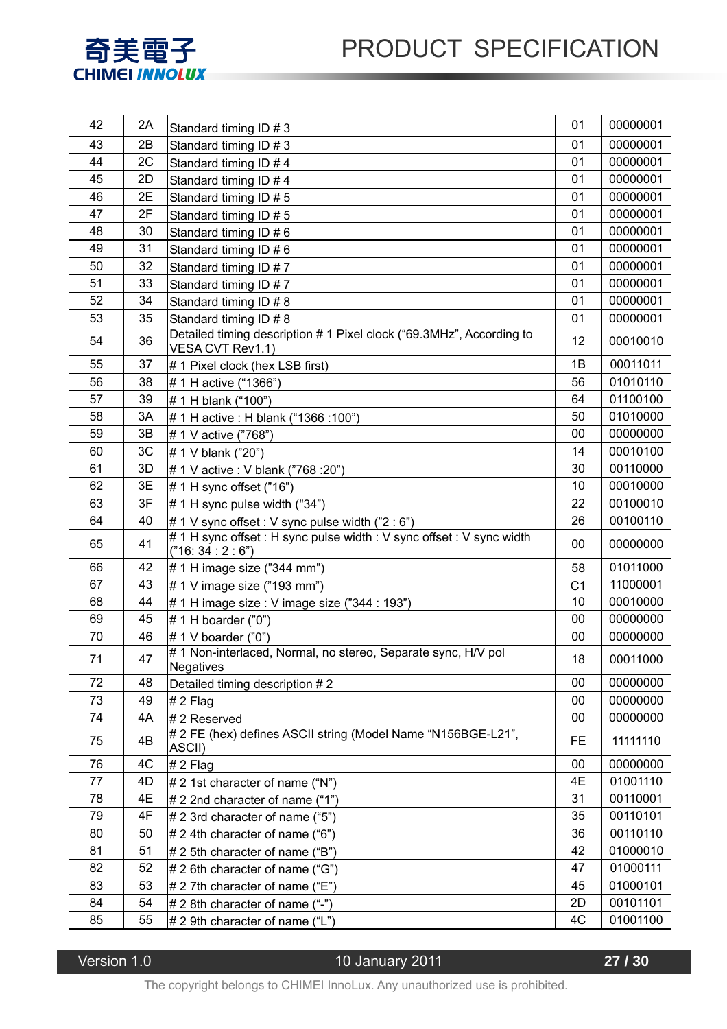| | | | | |
|---|---|---|---|---|
| 42 | 2A | Standard timing ID # 3 | 01 | 00000001 |
| 43 | 2B | Standard timing ID # 3 | 01 | 00000001 |
| 44 | 2C | Standard timing ID # 4 | 01 | 00000001 |
| 45 | 2D | Standard timing ID # 4 | 01 | 00000001 |
| 46 | 2E | Standard timing ID # 5 | 01 | 00000001 |
| 47 | 2F | Standard timing ID # 5 | 01 | 00000001 |
| 48 | 30 | Standard timing ID # 6 | 01 | 00000001 |
| 49 | 31 | Standard timing ID # 6 | 01 | 00000001 |
| 50 | 32 | Standard timing ID # 7 | 01 | 00000001 |
| 51 | 33 | Standard timing ID # 7 | 01 | 00000001 |
| 52 | 34 | Standard timing ID # 8 | 01 | 00000001 |
| 53 | 35 | Standard timing ID # 8 | 01 | 00000001 |
| 54 | 36 | Detailed timing description # 1 Pixel clock (“69.3MHz”, According to VESA CVT Rev1.1) | 12 | 00010010 |
| 55 | 37 | # 1 Pixel clock (hex LSB first) | 1B | 00011011 |
| 56 | 38 | # 1 H active (“1366”) | 56 | 01010110 |
| 57 | 39 | # 1 H blank (“100”) | 64 | 01100100 |
| 58 | 3A | # 1 H active : H blank (“1366 :100”) | 50 | 01010000 |
| 59 | 3B | # 1 V active ("768") | 00 | 00000000 |
| 60 | 3C | # 1 V blank ("20") | 14 | 00010100 |
| 61 | 3D | # 1 V active : V blank ("768 :20") | 30 | 00110000 |
| 62 | 3E | # 1 H sync offset ("16") | 10 | 00010000 |
| 63 | 3F | # 1 H sync pulse width ("34") | 22 | 00100010 |
| 64 | 40 | # 1 V sync offset : V sync pulse width ("2 : 6") | 26 | 00100110 |
| 65 | 41 | # 1 H sync offset : H sync pulse width : V sync offset : V sync width ("16: 34 : 2 : 6") | 00 | 00000000 |
| 66 | 42 | # 1 H image size ("344 mm") | 58 | 01011000 |
| 67 | 43 | # 1 V image size ("193 mm") | C1 | 11000001 |
| 68 | 44 | # 1 H image size : V image size ("344 : 193") | 10 | 00010000 |
| 69 | 45 | # 1 H boarder ("0") | 00 | 00000000 |
| 70 | 46 | # 1 V boarder ("0") | 00 | 00000000 |
| 71 | 47 | # 1 Non-interlaced, Normal, no stereo, Separate sync, H/V pol Negatives | 18 | 00011000 |
| 72 | 48 | Detailed timing description # 2 | 00 | 00000000 |
| 73 | 49 | # 2 Flag | 00 | 00000000 |
| 74 | 4A | # 2 Reserved | 00 | 00000000 |
| 75 | 4B | # 2 FE (hex) defines ASCII string (Model Name “N156BGE-L21”, ASCII) | FE | 11111110 |
| 76 | 4C | # 2 Flag | 00 | 00000000 |
| 77 | 4D | # 2 1st character of name (“N”) | 4E | 01001110 |
| 78 | 4E | # 2 2nd character of name (“1”) | 31 | 00110001 |
| 79 | 4F | # 2 3rd character of name (“5”) | 35 | 00110101 |
| 80 | 50 | # 2 4th character of name (“6”) | 36 | 00110110 |
| 81 | 51 | # 2 5th character of name (“B”) | 42 | 01000010 |
| 82 | 52 | # 2 6th character of name (“G”) | 47 | 01000111 |
| 83 | 53 | # 2 7th character of name (“E”) | 45 | 01000101 |
| 84 | 54 | # 2 8th character of name (“-”) | 2D | 00101101 |
| 85 | 55 | # 2 9th character of name (“L”) | 4C | 01001100 |

The copyright belongs to CHIMEI InnoLux. Any unauthorized use is prohibited.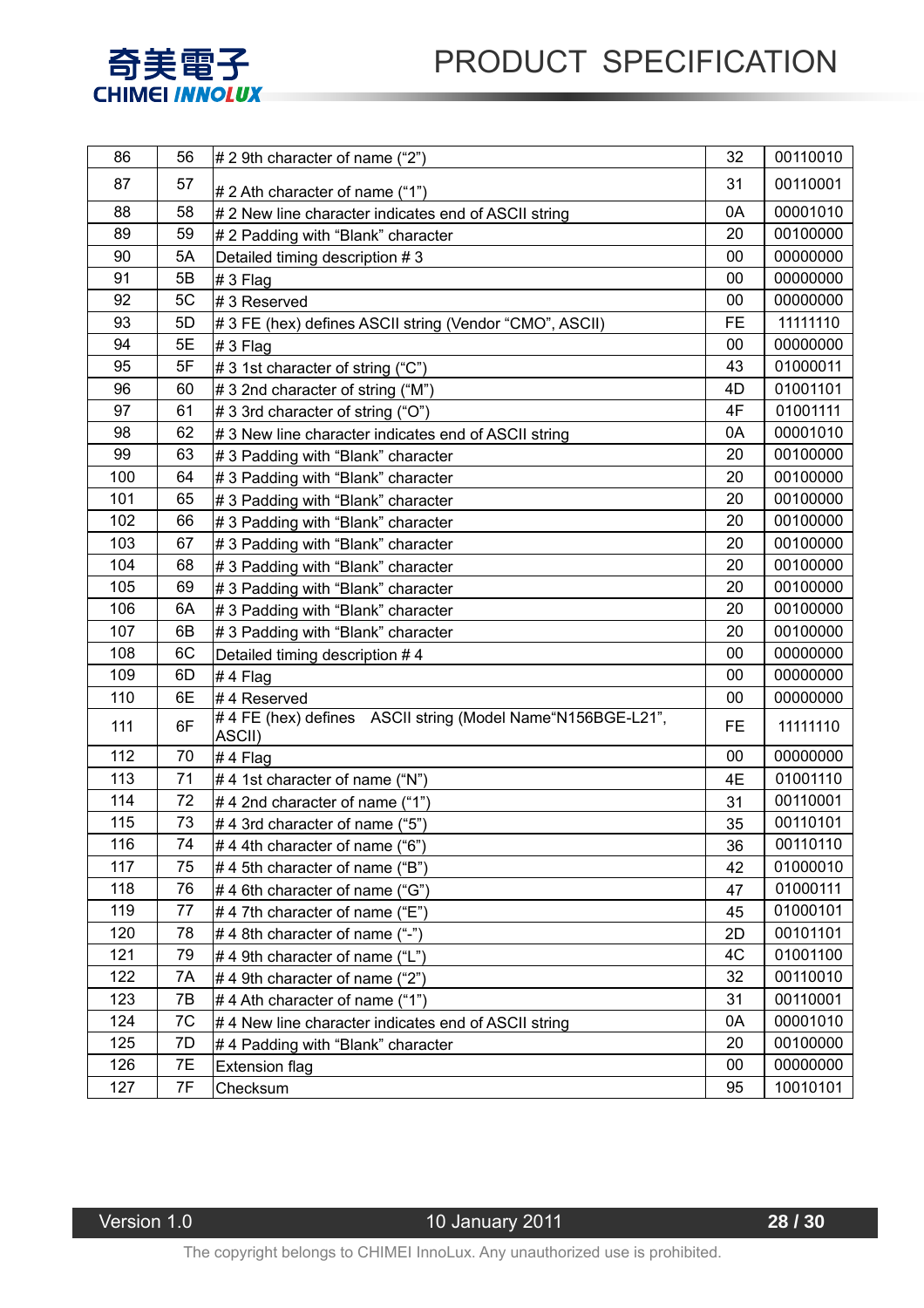| | | | | |
|---|---|---|---|---|
| 86 | 56 | # 2 9th character of name (“2”) | 32 | 00110010 |
| 87 | 57 | # 2 Ath character of name (“1”) | 31 | 00110001 |
| 88 | 58 | # 2 New line character indicates end of ASCII string | 0A | 00001010 |
| 89 | 59 | # 2 Padding with “Blank” character | 20 | 00100000 |
| 90 | 5A | Detailed timing description # 3 | 00 | 00000000 |
| 91 | 5B | # 3 Flag | 00 | 00000000 |
| 92 | 5C | # 3 Reserved | 00 | 00000000 |
| 93 | 5D | # 3 FE (hex) defines ASCII string (Vendor “CMO”, ASCII) | FE | 11111110 |
| 94 | 5E | # 3 Flag | 00 | 00000000 |
| 95 | 5F | # 3 1st character of string (“C”) | 43 | 01000011 |
| 96 | 60 | # 3 2nd character of string (“M”) | 4D | 01001101 |
| 97 | 61 | # 3 3rd character of string (“O”) | 4F | 01001111 |
| 98 | 62 | # 3 New line character indicates end of ASCII string | 0A | 00001010 |
| 99 | 63 | # 3 Padding with “Blank” character | 20 | 00100000 |
| 100 | 64 | # 3 Padding with “Blank” character | 20 | 00100000 |
| 101 | 65 | # 3 Padding with “Blank” character | 20 | 00100000 |
| 102 | 66 | # 3 Padding with “Blank” character | 20 | 00100000 |
| 103 | 67 | # 3 Padding with “Blank” character | 20 | 00100000 |
| 104 | 68 | # 3 Padding with “Blank” character | 20 | 00100000 |
| 105 | 69 | # 3 Padding with “Blank” character | 20 | 00100000 |
| 106 | 6A | # 3 Padding with “Blank” character | 20 | 00100000 |
| 107 | 6B | # 3 Padding with “Blank” character | 20 | 00100000 |
| 108 | 6C | Detailed timing description # 4 | 00 | 00000000 |
| 109 | 6D | # 4 Flag | 00 | 00000000 |
| 110 | 6E | # 4 Reserved | 00 | 00000000 |
| 111 | 6F | # 4 FE (hex) defines ASCII string (Model Name“N156BGE-L21”, ASCII) | FE | 11111110 |
| 112 | 70 | # 4 Flag | 00 | 00000000 |
| 113 | 71 | # 4 1st character of name (“N”) | 4E | 01001110 |
| 114 | 72 | # 4 2nd character of name (“1”) | 31 | 00110001 |
| 115 | 73 | # 4 3rd character of name (“5”) | 35 | 00110101 |
| 116 | 74 | # 4 4th character of name (“6”) | 36 | 00110110 |
| 117 | 75 | # 4 5th character of name (“B”) | 42 | 01000010 |
| 118 | 76 | # 4 6th character of name (“G”) | 47 | 01000111 |
| 119 | 77 | # 4 7th character of name (“E”) | 45 | 01000101 |
| 120 | 78 | # 4 8th character of name (“-”) | 2D | 00101101 |
| 121 | 79 | # 4 9th character of name (“L”) | 4C | 01001100 |
| 122 | 7A | # 4 9th character of name (“2”) | 32 | 00110010 |
| 123 | 7B | # 4 Ath character of name (“1”) | 31 | 00110001 |
| 124 | 7C | # 4 New line character indicates end of ASCII string | 0A | 00001010 |
| 125 | 7D | # 4 Padding with “Blank” character | 20 | 00100000 |
| 126 | 7E | Extension flag | 00 | 00000000 |
| 127 | 7F | Checksum | 95 | 10010101 |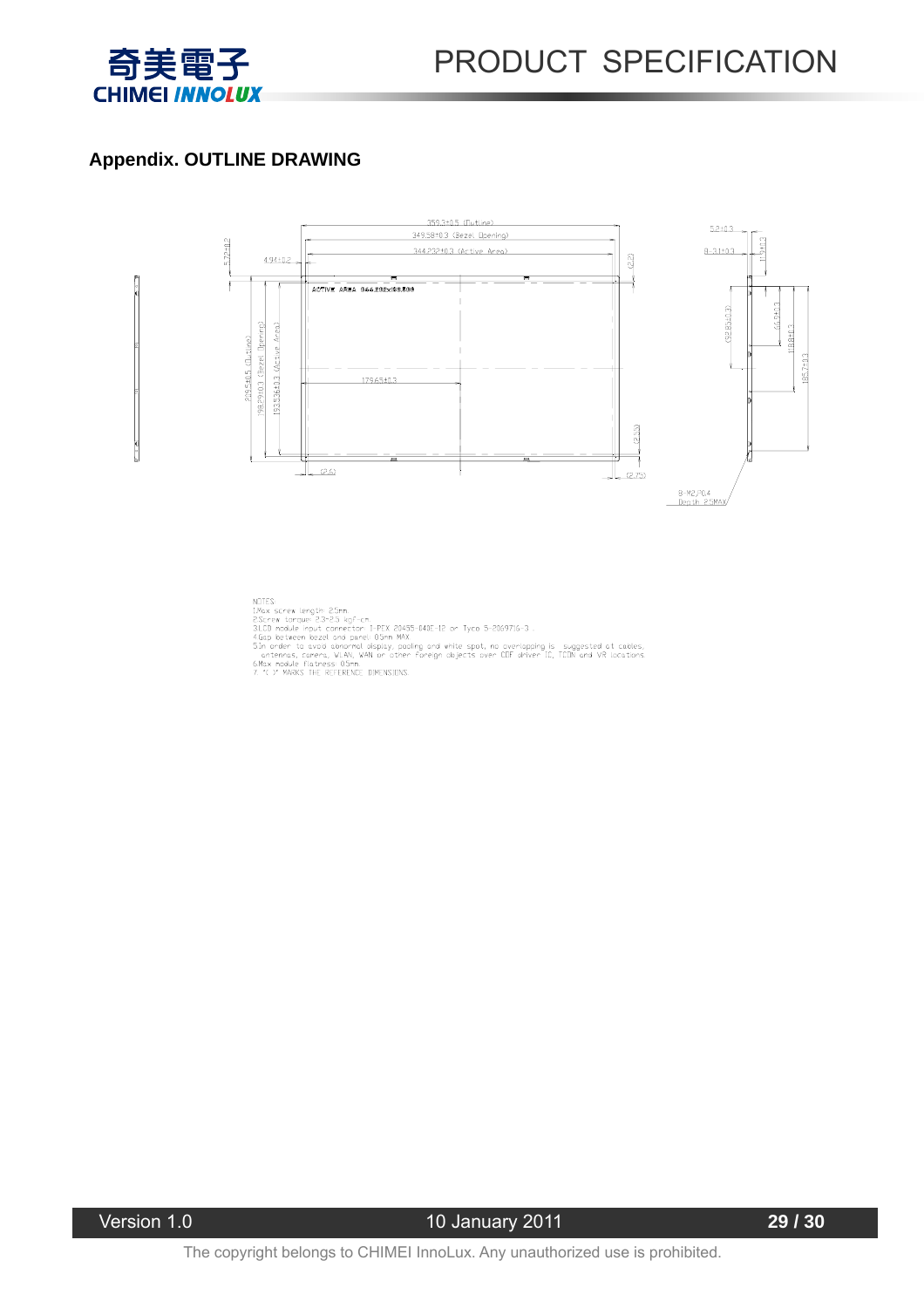## Appendix. OUTLINE DRAWING

359.3±0.5 (Outline)
349.58±0.3 (Bezel Opening)
344.232±0.3 (Active Area)
4.94±0.2
5.70±0.2
(2.2)
ACTIVE AREA 344.232x193.536
179.65±0.3
219.5±0.5 (Outline)
198.29±0.3 (Bezel Opening)
193.536±0.3 (Active Area)
(2.55)
(2.6)
(2.75)
5.2±0.3
8-3.1±0.3
11.5±0.3
(52.85±0.3)
64.0±0.3
118.8±0.3
185.7±0.3
8-M2/P0.4
Depth 2.5MAX

NOTES:
1.Max screw length: 2.5mm.
2.Screw torque: 2.3~2.5 kgf-cm.
3.LCD module input connector: I-PEX 20455-040E-12 or Tyco 5-2069716-3
4.Gap between bezel and panel: 0.5mm MAX.
5.In order to avoid abnormal display, pooling and white spot, no overlapping is suggested at cables, antennas, camera, WLAN, WAN or other foreign objects over COF driver IC, TCON and VR locations.
6.Max module flatness: 0.5mm.
7. "( )" MARKS THE REFERENCE DIMENSIONS.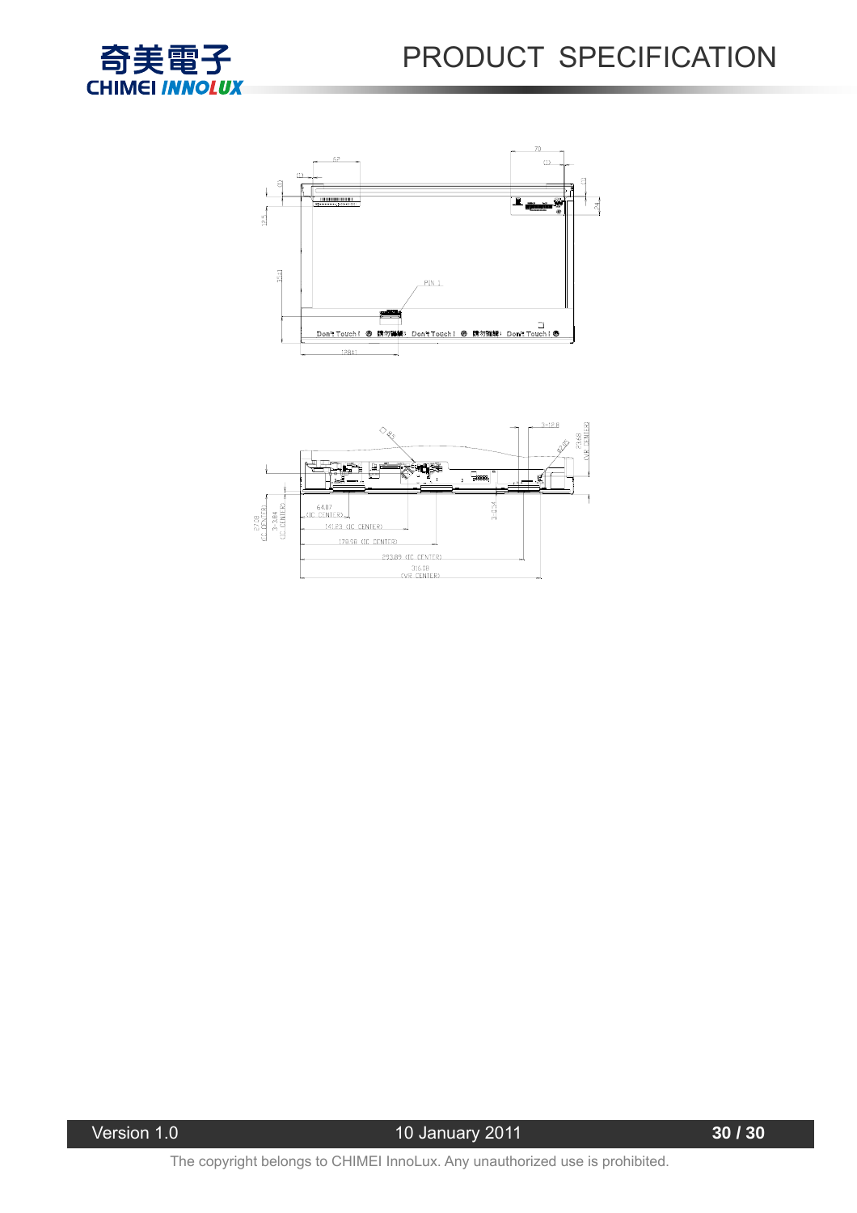70

62

(1)

(1)

(1)

(1)

2.4

12.4

PIN 1

Don't Touch ! 請勿觸摸 Don't Touch ! 請勿觸摸 Don't Touch !

(28.4)

3-12.8

∅5

∅2.05

∅3.68 (VR CENTER)

27.28 (C CENTER)

3-3.84 (IC CENTER)

64.07 (IC CENTER)

141.23 (IC CENTER)

179.56 (IC CENTER)

3-10.54

293.89 (IC CENTER)

316.08 (VR CENTER)